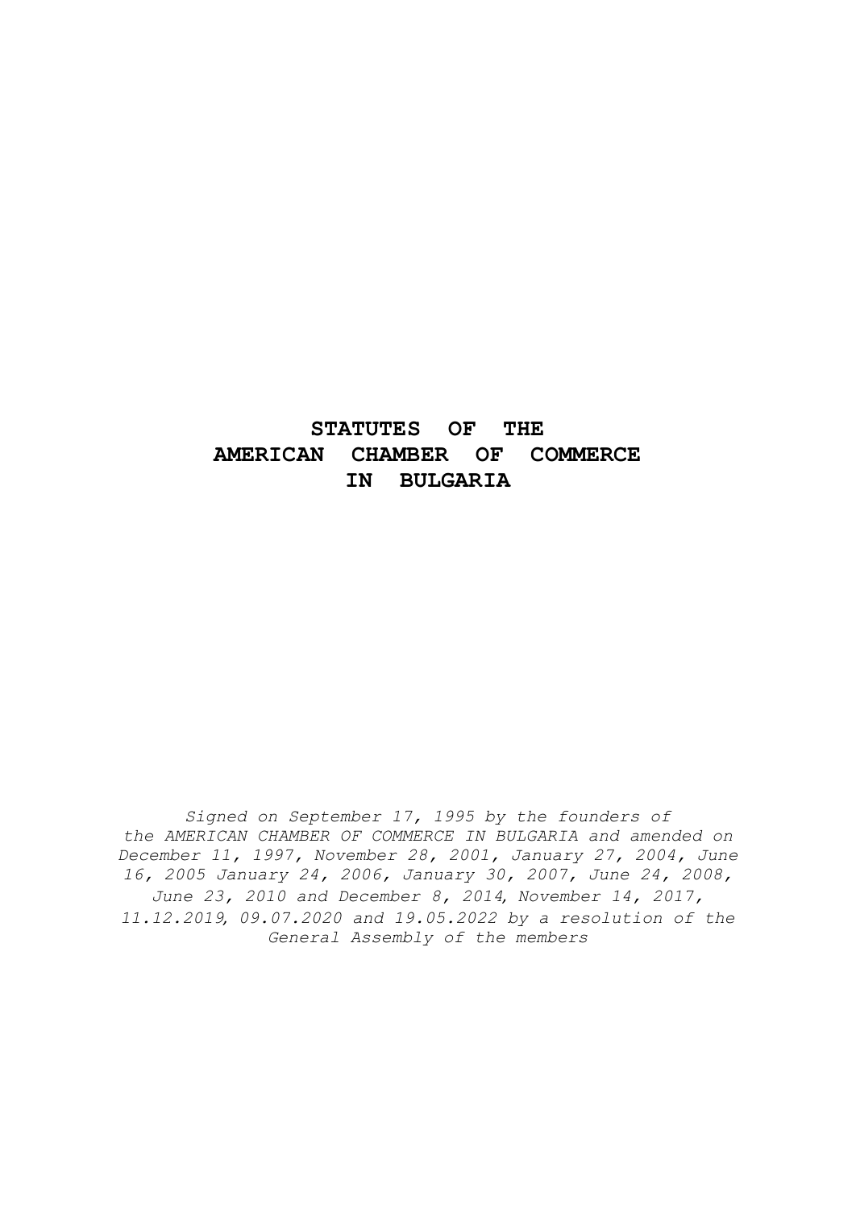# STATUTES OF THE AMERICAN CHAMBER OF COMMERCE IN BULGARIA

*Signed on September 17, 1995 by the founders of the AMERICAN CHAMBER OF COMMERCE IN BULGARIA and amended on December 11, 1997, November 28, 2001, January 27, 2004, June 16, 2005 January 24, 2006, January 30, 2007, June 24, 2008, June 23, 2010 and December 8, 2014, November 14, 2017, 11.12.2019, 09.07.2020 and 19.05.2022 by a resolution of the General Assembly of the members*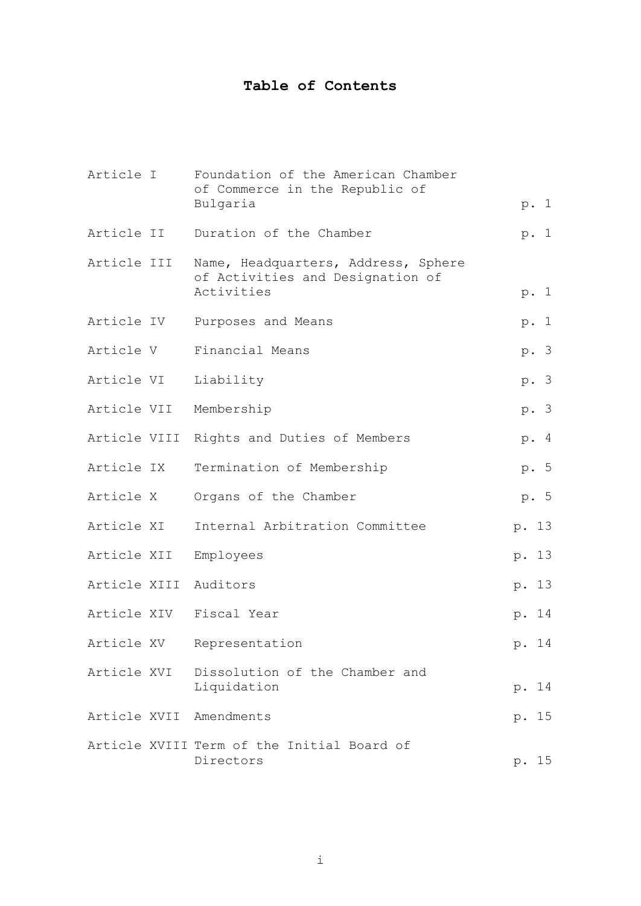# Table of Contents

| | | |
|---|---|---|
| Article I | Foundation of the American Chamber of Commerce in the Republic of Bulgaria | p. 1 |
| Article II | Duration of the Chamber | p. 1 |
| Article III | Name, Headquarters, Address, Sphere of Activities and Designation of Activities | p. 1 |
| Article IV | Purposes and Means | p. 1 |
| Article V | Financial Means | p. 3 |
| Article VI | Liability | p. 3 |
| Article VII | Membership | p. 3 |
| Article VIII | Rights and Duties of Members | p. 4 |
| Article IX | Termination of Membership | p. 5 |
| Article X | Organs of the Chamber | p. 5 |
| Article XI | Internal Arbitration Committee | p. 13 |
| Article XII | Employees | p. 13 |
| Article XIII | Auditors | p. 13 |
| Article XIV | Fiscal Year | p. 14 |
| Article XV | Representation | p. 14 |
| Article XVI | Dissolution of the Chamber and Liquidation | p. 14 |
| Article XVII | Amendments | p. 15 |
| Article XVIII | Term of the Initial Board of Directors | p. 15 |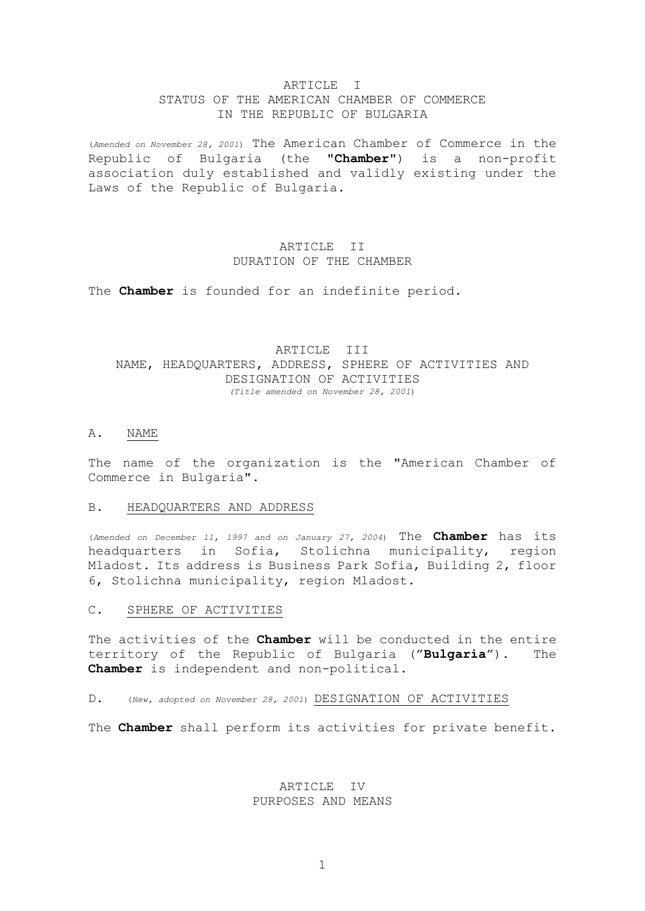## ARTICLE I
## STATUS OF THE AMERICAN CHAMBER OF COMMERCE IN THE REPUBLIC OF BULGARIA

(*Amended on November 28, 2001*) The American Chamber of Commerce in the Republic of Bulgaria (the "**Chamber**") is a non-profit association duly established and validly existing under the Laws of the Republic of Bulgaria.

## ARTICLE II
## DURATION OF THE CHAMBER

The **Chamber** is founded for an indefinite period.

## ARTICLE III
## NAME, HEADQUARTERS, ADDRESS, SPHERE OF ACTIVITIES AND DESIGNATION OF ACTIVITIES

*(Title amended on November 28, 2001)*

### A. NAME

The name of the organization is the "American Chamber of Commerce in Bulgaria".

### B. HEADQUARTERS AND ADDRESS

(*Amended on December 11, 1997 and on January 27, 2004*) The **Chamber** has its headquarters in Sofia, Stolichna municipality, region Mladost. Its address is Business Park Sofia, Building 2, floor 6, Stolichna municipality, region Mladost.

### C. SPHERE OF ACTIVITIES

The activities of the **Chamber** will be conducted in the entire territory of the Republic of Bulgaria ("**Bulgaria**"). The **Chamber** is independent and non-political.

### D. (*New, adopted on November 28, 2001*) DESIGNATION OF ACTIVITIES

The **Chamber** shall perform its activities for private benefit.

## ARTICLE IV
## PURPOSES AND MEANS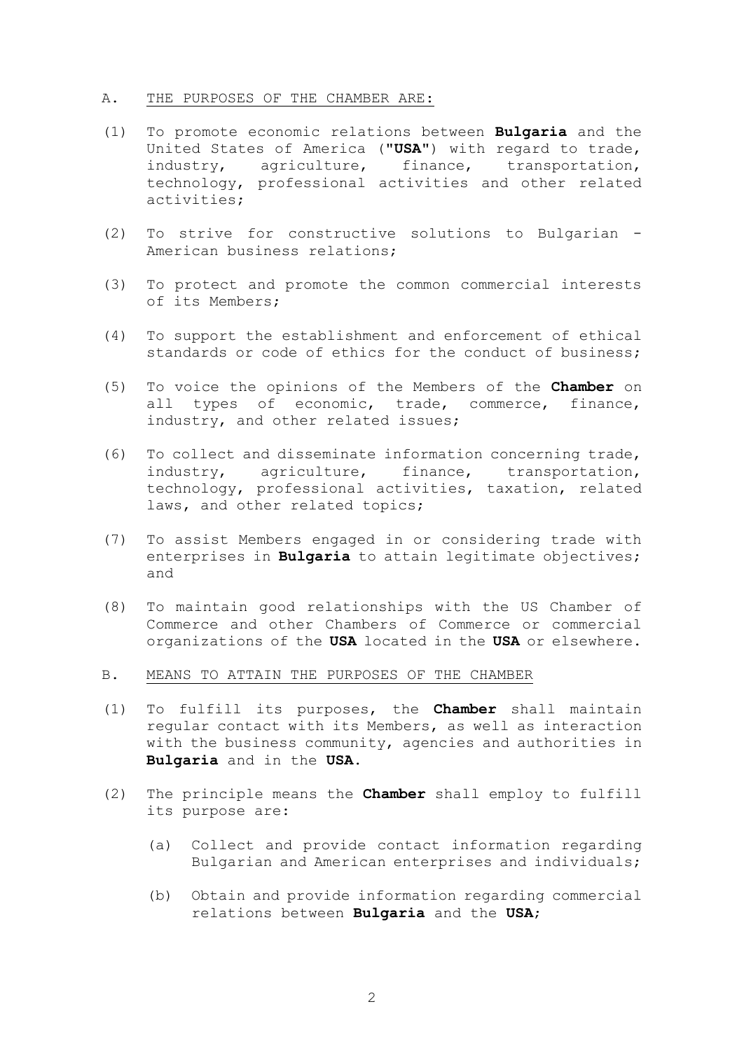A. <u>THE PURPOSES OF THE CHAMBER ARE:</u>

(1) To promote economic relations between **Bulgaria** and the United States of America ("**USA**") with regard to trade, industry, agriculture, finance, transportation, technology, professional activities and other related activities;

(2) To strive for constructive solutions to Bulgarian - American business relations;

(3) To protect and promote the common commercial interests of its Members;

(4) To support the establishment and enforcement of ethical standards or code of ethics for the conduct of business;

(5) To voice the opinions of the Members of the **Chamber** on all types of economic, trade, commerce, finance, industry, and other related issues;

(6) To collect and disseminate information concerning trade, industry, agriculture, finance, transportation, technology, professional activities, taxation, related laws, and other related topics;

(7) To assist Members engaged in or considering trade with enterprises in **Bulgaria** to attain legitimate objectives; and

(8) To maintain good relationships with the US Chamber of Commerce and other Chambers of Commerce or commercial organizations of the **USA** located in the **USA** or elsewhere.

B. <u>MEANS TO ATTAIN THE PURPOSES OF THE CHAMBER</u>

(1) To fulfill its purposes, the **Chamber** shall maintain regular contact with its Members, as well as interaction with the business community, agencies and authorities in **Bulgaria** and in the **USA**.

(2) The principle means the **Chamber** shall employ to fulfill its purpose are:

   (a) Collect and provide contact information regarding Bulgarian and American enterprises and individuals;

   (b) Obtain and provide information regarding commercial relations between **Bulgaria** and the **USA**;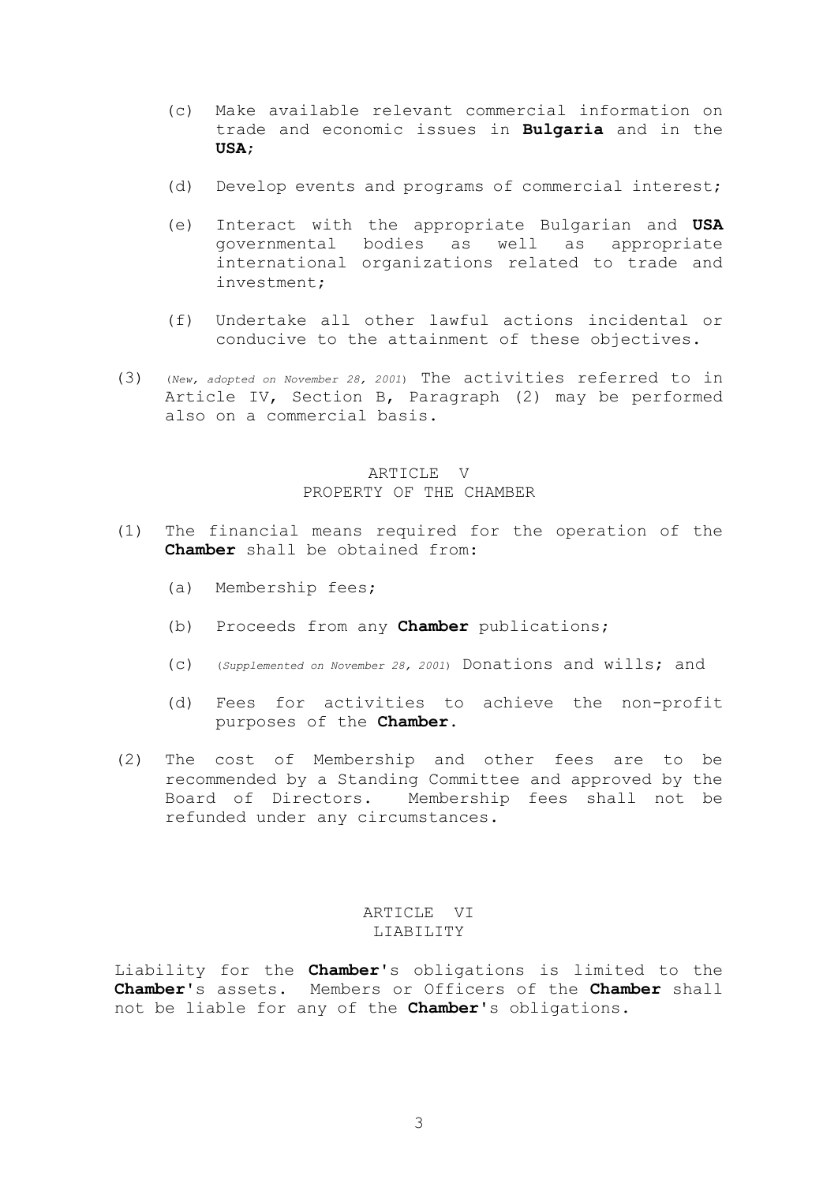(c) Make available relevant commercial information on trade and economic issues in **Bulgaria** and in the **USA**;

(d) Develop events and programs of commercial interest;

(e) Interact with the appropriate Bulgarian and **USA** governmental bodies as well as appropriate international organizations related to trade and investment;

(f) Undertake all other lawful actions incidental or conducive to the attainment of these objectives.

(3) *(New, adopted on November 28, 2001)* The activities referred to in Article IV, Section B, Paragraph (2) may be performed also on a commercial basis.

## ARTICLE V
## PROPERTY OF THE CHAMBER

(1) The financial means required for the operation of the **Chamber** shall be obtained from:

(a) Membership fees;

(b) Proceeds from any **Chamber** publications;

(c) *(Supplemented on November 28, 2001)* Donations and wills; and

(d) Fees for activities to achieve the non-profit purposes of the **Chamber**.

(2) The cost of Membership and other fees are to be recommended by a Standing Committee and approved by the Board of Directors. Membership fees shall not be refunded under any circumstances.

## ARTICLE VI
## LIABILITY

Liability for the **Chamber**'s obligations is limited to the **Chamber**'s assets. Members or Officers of the **Chamber** shall not be liable for any of the **Chamber**'s obligations.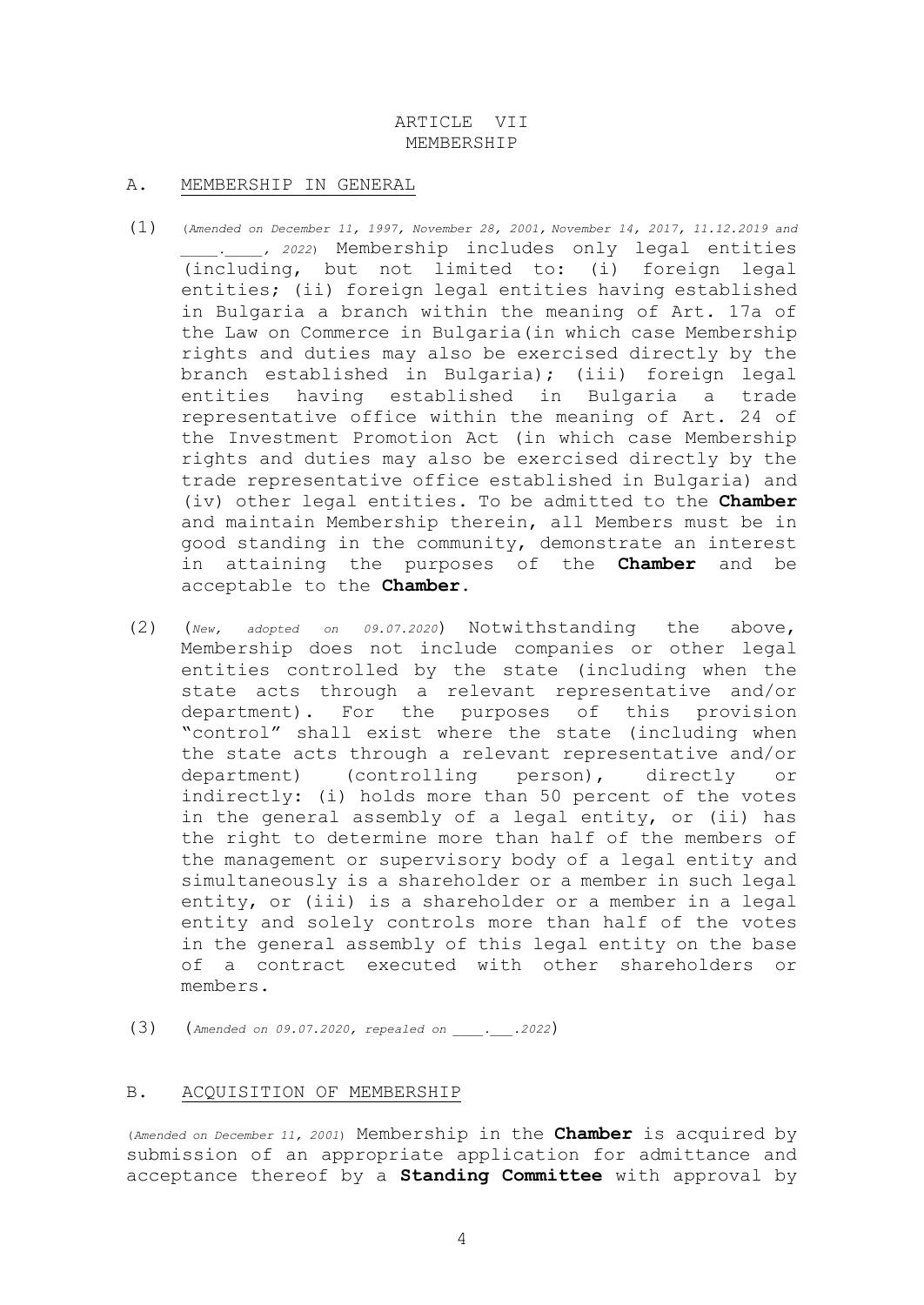# ARTICLE VII
# MEMBERSHIP

## A. MEMBERSHIP IN GENERAL

(1) (*Amended on December 11, 1997, November 28, 2001, November 14, 2017, 11.12.2019 and \_\_\_\_.\_\_\_\_, 2022*) Membership includes only legal entities (including, but not limited to: (i) foreign legal entities; (ii) foreign legal entities having established in Bulgaria a branch within the meaning of Art. 17a of the Law on Commerce in Bulgaria(in which case Membership rights and duties may also be exercised directly by the branch established in Bulgaria); (iii) foreign legal entities having established in Bulgaria a trade representative office within the meaning of Art. 24 of the Investment Promotion Act (in which case Membership rights and duties may also be exercised directly by the trade representative office established in Bulgaria) and (iv) other legal entities. To be admitted to the **Chamber** and maintain Membership therein, all Members must be in good standing in the community, demonstrate an interest in attaining the purposes of the **Chamber** and be acceptable to the **Chamber**.

(2) (*New, adopted on 09.07.2020*) Notwithstanding the above, Membership does not include companies or other legal entities controlled by the state (including when the state acts through a relevant representative and/or department). For the purposes of this provision "control" shall exist where the state (including when the state acts through a relevant representative and/or department) (controlling person), directly or indirectly: (i) holds more than 50 percent of the votes in the general assembly of a legal entity, or (ii) has the right to determine more than half of the members of the management or supervisory body of a legal entity and simultaneously is a shareholder or a member in such legal entity, or (iii) is a shareholder or a member in a legal entity and solely controls more than half of the votes in the general assembly of this legal entity on the base of a contract executed with other shareholders or members.

(3) (*Amended on 09.07.2020, repealed on \_\_\_\_.\_\_\_.2022*)

## B. ACQUISITION OF MEMBERSHIP

(*Amended on December 11, 2001*) Membership in the **Chamber** is acquired by submission of an appropriate application for admittance and acceptance thereof by a **Standing Committee** with approval by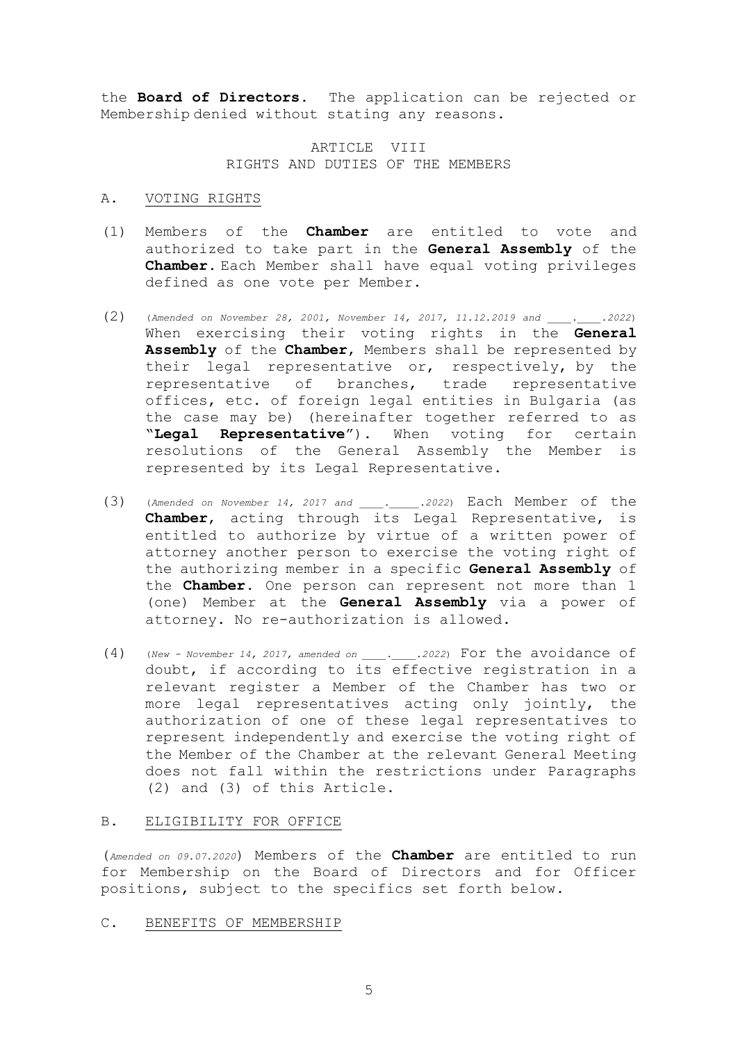the **Board of Directors.** The application can be rejected or Membership denied without stating any reasons.

## ARTICLE VIII
## RIGHTS AND DUTIES OF THE MEMBERS

### A. VOTING RIGHTS

(1) Members of the **Chamber** are entitled to vote and authorized to take part in the **General Assembly** of the **Chamber.** Each Member shall have equal voting privileges defined as one vote per Member.

(2) (*Amended on November 28, 2001, November 14, 2017, 11.12.2019 and \_\_\_\_.\_\_\_\_.2022*) When exercising their voting rights in the **General Assembly** of the **Chamber,** Members shall be represented by their legal representative or, respectively, by the representative of branches, trade representative offices, etc. of foreign legal entities in Bulgaria (as the case may be) (hereinafter together referred to as "**Legal Representative**"). When voting for certain resolutions of the General Assembly the Member is represented by its Legal Representative.

(3) (*Amended on November 14, 2017 and \_\_\_\_.\_\_\_\_.2022*) Each Member of the **Chamber,** acting through its Legal Representative, is entitled to authorize by virtue of a written power of attorney another person to exercise the voting right of the authorizing member in a specific **General Assembly** of the **Chamber.** One person can represent not more than 1 (one) Member at the **General Assembly** via a power of attorney. No re-authorization is allowed.

(4) (*New - November 14, 2017, amended on \_\_\_\_.\_\_\_\_.2022*) For the avoidance of doubt, if according to its effective registration in a relevant register a Member of the Chamber has two or more legal representatives acting only jointly, the authorization of one of these legal representatives to represent independently and exercise the voting right of the Member of the Chamber at the relevant General Meeting does not fall within the restrictions under Paragraphs (2) and (3) of this Article.

### B. ELIGIBILITY FOR OFFICE

(*Amended on 09.07.2020*) Members of the **Chamber** are entitled to run for Membership on the Board of Directors and for Officer positions, subject to the specifics set forth below.

### C. BENEFITS OF MEMBERSHIP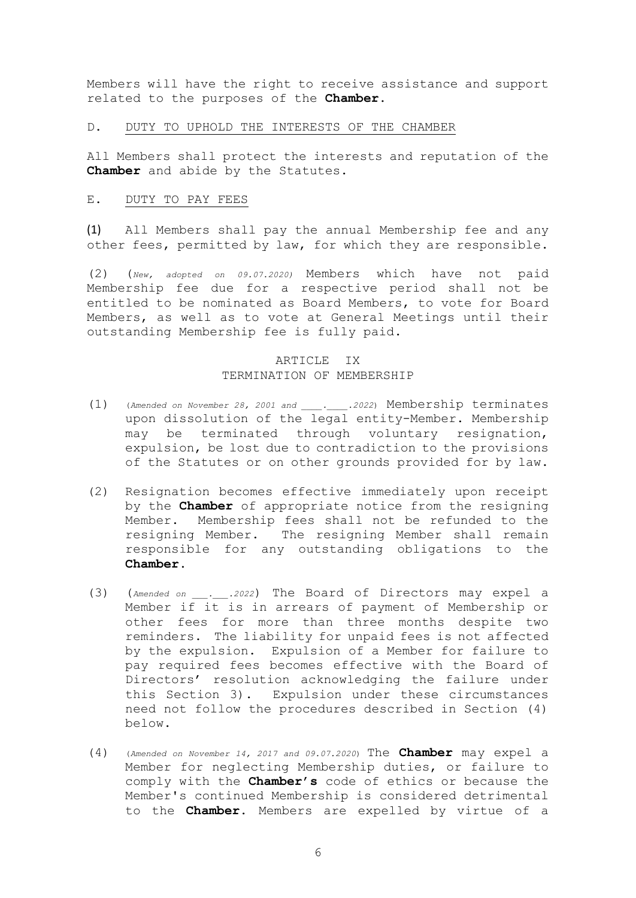Members will have the right to receive assistance and support related to the purposes of the **Chamber**.

D. DUTY TO UPHOLD THE INTERESTS OF THE CHAMBER

All Members shall protect the interests and reputation of the **Chamber** and abide by the Statutes.

E. DUTY TO PAY FEES

(1) All Members shall pay the annual Membership fee and any other fees, permitted by law, for which they are responsible.

(2) (*New, adopted on 09.07.2020)* Members which have not paid Membership fee due for a respective period shall not be entitled to be nominated as Board Members, to vote for Board Members, as well as to vote at General Meetings until their outstanding Membership fee is fully paid.

## ARTICLE IX
## TERMINATION OF MEMBERSHIP

(1) (*Amended on November 28, 2001 and ___.___.2022*) Membership terminates upon dissolution of the legal entity-Member. Membership may be terminated through voluntary resignation, expulsion, be lost due to contradiction to the provisions of the Statutes or on other grounds provided for by law.

(2) Resignation becomes effective immediately upon receipt by the **Chamber** of appropriate notice from the resigning Member. Membership fees shall not be refunded to the resigning Member. The resigning Member shall remain responsible for any outstanding obligations to the **Chamber**.

(3) (*Amended on ___.___.2022*) The Board of Directors may expel a Member if it is in arrears of payment of Membership or other fees for more than three months despite two reminders. The liability for unpaid fees is not affected by the expulsion. Expulsion of a Member for failure to pay required fees becomes effective with the Board of Directors' resolution acknowledging the failure under this Section 3). Expulsion under these circumstances need not follow the procedures described in Section (4) below.

(4) (*Amended on November 14, 2017 and 09.07.2020*) The **Chamber** may expel a Member for neglecting Membership duties, or failure to comply with the **Chamber's** code of ethics or because the Member's continued Membership is considered detrimental to the **Chamber**. Members are expelled by virtue of a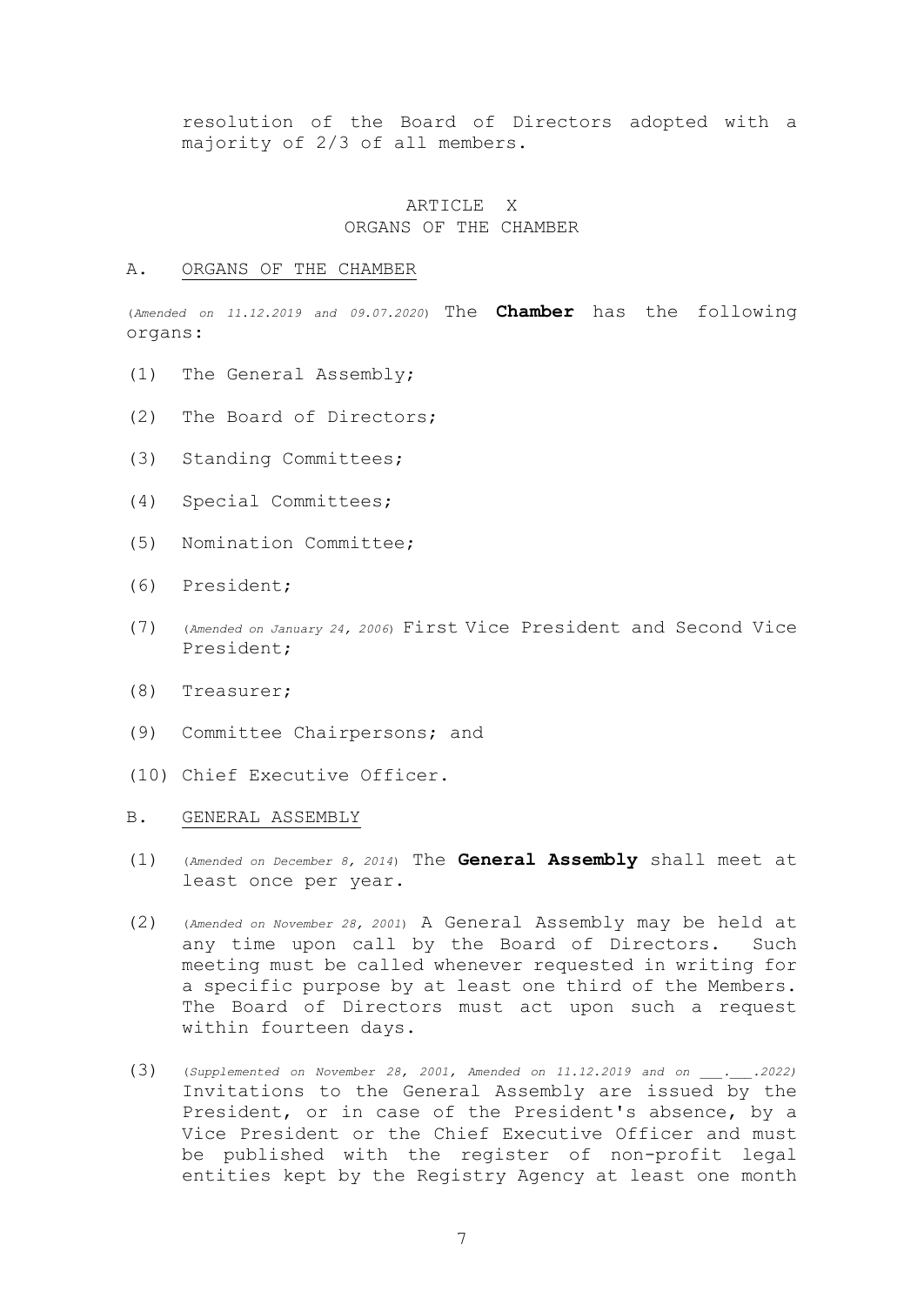resolution of the Board of Directors adopted with a majority of 2/3 of all members.

## ARTICLE X
## ORGANS OF THE CHAMBER

### A. ORGANS OF THE CHAMBER

(*Amended on 11.12.2019 and 09.07.2020*) The **Chamber** has the following organs:

(1) The General Assembly;

(2) The Board of Directors;

(3) Standing Committees;

(4) Special Committees;

(5) Nomination Committee;

(6) President;

(7) (*Amended on January 24, 2006*) First Vice President and Second Vice President;

(8) Treasurer;

(9) Committee Chairpersons; and

(10) Chief Executive Officer.

### B. GENERAL ASSEMBLY

(1) (*Amended on December 8, 2014*) The **General Assembly** shall meet at least once per year.

(2) (*Amended on November 28, 2001*) A General Assembly may be held at any time upon call by the Board of Directors. Such meeting must be called whenever requested in writing for a specific purpose by at least one third of the Members. The Board of Directors must act upon such a request within fourteen days.

(3) (*Supplemented on November 28, 2001, Amended on 11.12.2019 and on \_\_\_.\_\_\_.2022*) Invitations to the General Assembly are issued by the President, or in case of the President's absence, by a Vice President or the Chief Executive Officer and must be published with the register of non-profit legal entities kept by the Registry Agency at least one month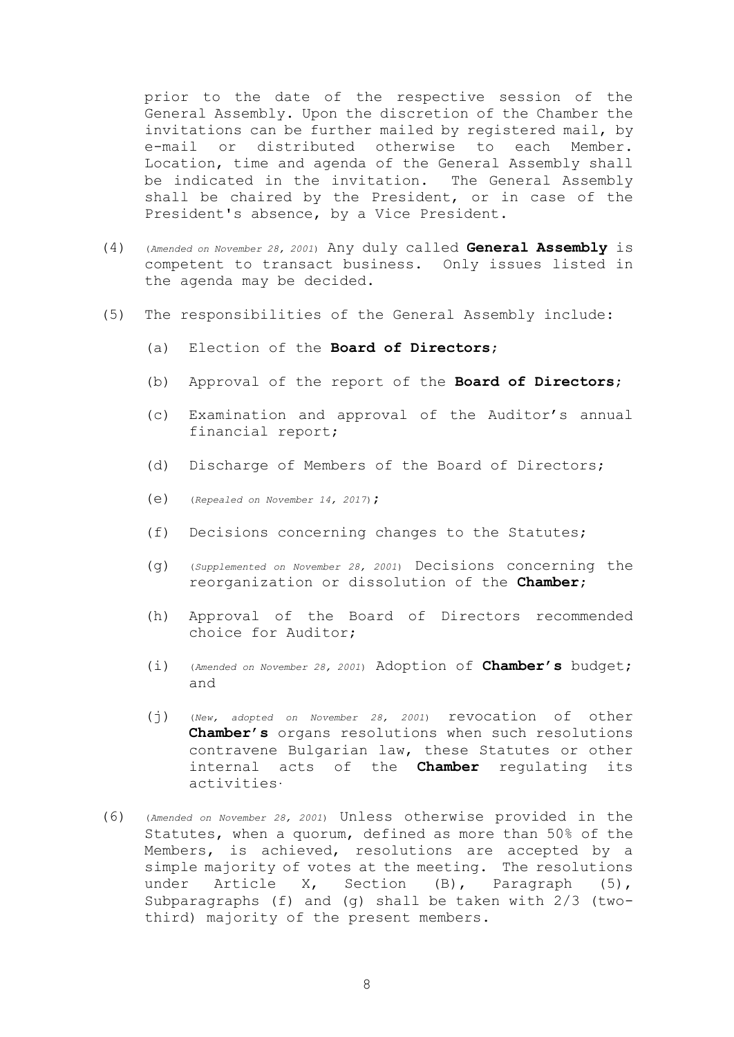prior to the date of the respective session of the General Assembly. Upon the discretion of the Chamber the invitations can be further mailed by registered mail, by e-mail or distributed otherwise to each Member. Location, time and agenda of the General Assembly shall be indicated in the invitation. The General Assembly shall be chaired by the President, or in case of the President's absence, by a Vice President.

(4) (*Amended on November 28, 2001*) Any duly called **General Assembly** is competent to transact business. Only issues listed in the agenda may be decided.

(5) The responsibilities of the General Assembly include:

(a) Election of the **Board of Directors**;

(b) Approval of the report of the **Board of Directors**;

(c) Examination and approval of the Auditor's annual financial report;

(d) Discharge of Members of the Board of Directors;

(e) (*Repealed on November 14, 2017*);

(f) Decisions concerning changes to the Statutes;

(g) (*Supplemented on November 28, 2001*) Decisions concerning the reorganization or dissolution of the **Chamber**;

(h) Approval of the Board of Directors recommended choice for Auditor;

(i) (*Amended on November 28, 2001*) Adoption of **Chamber's** budget; and

(j) (*New, adopted on November 28, 2001*) revocation of other **Chamber's** organs resolutions when such resolutions contravene Bulgarian law, these Statutes or other internal acts of the **Chamber** regulating its activities.

(6) (*Amended on November 28, 2001*) Unless otherwise provided in the Statutes, when a quorum, defined as more than 50% of the Members, is achieved, resolutions are accepted by a simple majority of votes at the meeting. The resolutions under Article X, Section (B), Paragraph (5), Subparagraphs (f) and (g) shall be taken with 2/3 (two-third) majority of the present members.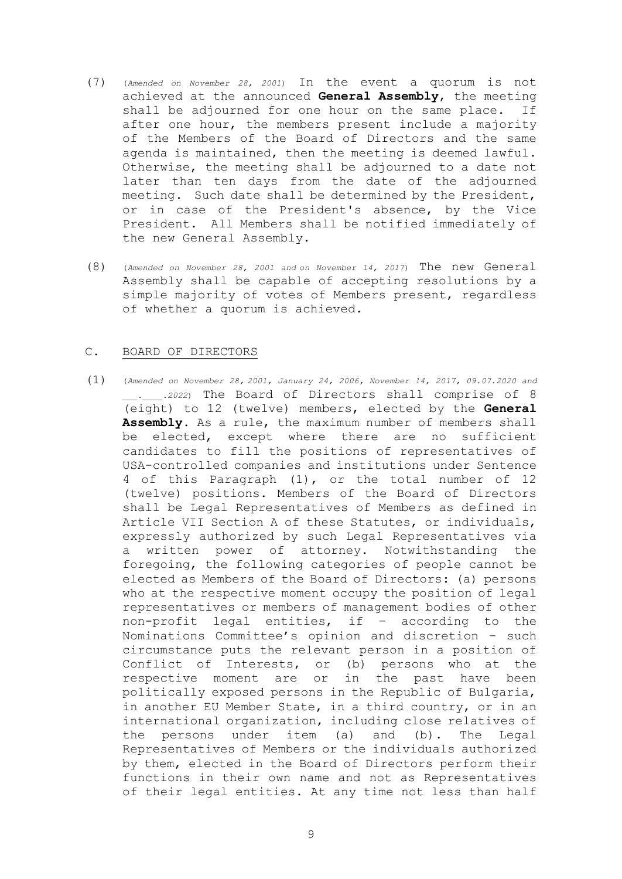(7) (*Amended on November 28, 2001*) In the event a quorum is not achieved at the announced **General Assembly**, the meeting shall be adjourned for one hour on the same place. If after one hour, the members present include a majority of the Members of the Board of Directors and the same agenda is maintained, then the meeting is deemed lawful. Otherwise, the meeting shall be adjourned to a date not later than ten days from the date of the adjourned meeting. Such date shall be determined by the President, or in case of the President's absence, by the Vice President. All Members shall be notified immediately of the new General Assembly.

(8) (*Amended on November 28, 2001 and on November 14, 2017*) The new General Assembly shall be capable of accepting resolutions by a simple majority of votes of Members present, regardless of whether a quorum is achieved.

## C. BOARD OF DIRECTORS

(1) (*Amended on November 28, 2001, January 24, 2006, November 14, 2017, 09.07.2020 and \_\_.\_\_\_.2022*) The Board of Directors shall comprise of 8 (eight) to 12 (twelve) members, elected by the **General Assembly**. As a rule, the maximum number of members shall be elected, except where there are no sufficient candidates to fill the positions of representatives of USA-controlled companies and institutions under Sentence 4 of this Paragraph (1), or the total number of 12 (twelve) positions. Members of the Board of Directors shall be Legal Representatives of Members as defined in Article VII Section A of these Statutes, or individuals, expressly authorized by such Legal Representatives via a written power of attorney. Notwithstanding the foregoing, the following categories of people cannot be elected as Members of the Board of Directors: (a) persons who at the respective moment occupy the position of legal representatives or members of management bodies of other non-profit legal entities, if – according to the Nominations Committee's opinion and discretion – such circumstance puts the relevant person in a position of Conflict of Interests, or (b) persons who at the respective moment are or in the past have been politically exposed persons in the Republic of Bulgaria, in another EU Member State, in a third country, or in an international organization, including close relatives of the persons under item (a) and (b). The Legal Representatives of Members or the individuals authorized by them, elected in the Board of Directors perform their functions in their own name and not as Representatives of their legal entities. At any time not less than half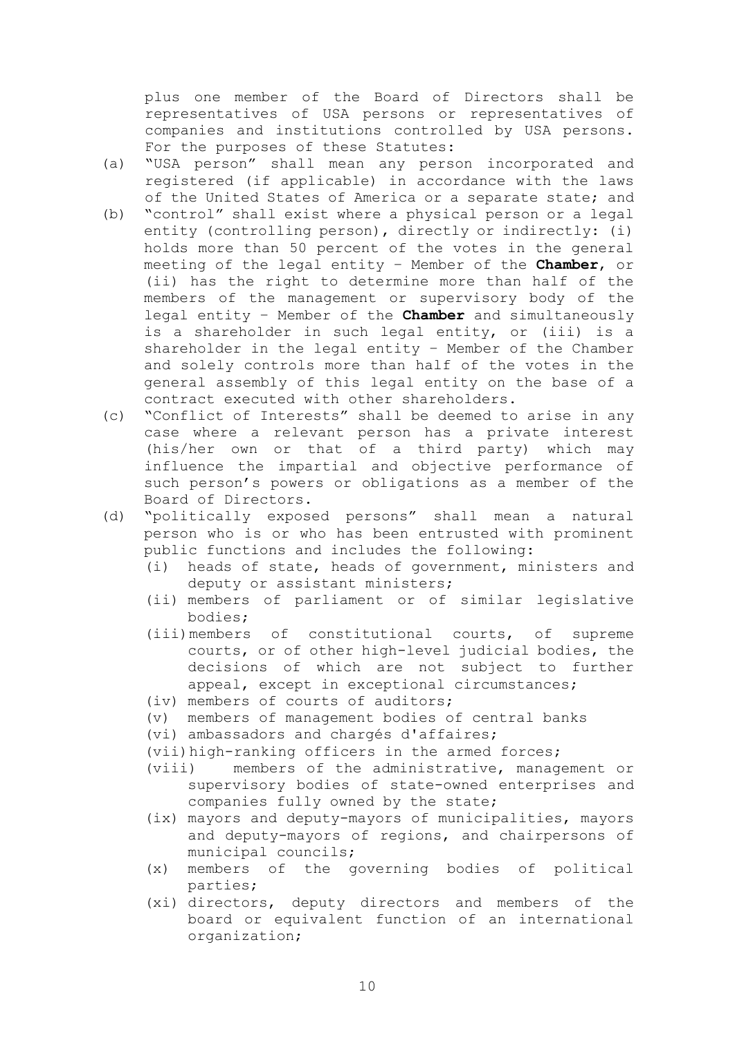plus one member of the Board of Directors shall be representatives of USA persons or representatives of companies and institutions controlled by USA persons. For the purposes of these Statutes:

(a) "USA person" shall mean any person incorporated and registered (if applicable) in accordance with the laws of the United States of America or a separate state; and

(b) "control" shall exist where a physical person or a legal entity (controlling person), directly or indirectly: (i) holds more than 50 percent of the votes in the general meeting of the legal entity – Member of the **Chamber**, or (ii) has the right to determine more than half of the members of the management or supervisory body of the legal entity – Member of the **Chamber** and simultaneously is a shareholder in such legal entity, or (iii) is a shareholder in the legal entity – Member of the Chamber and solely controls more than half of the votes in the general assembly of this legal entity on the base of a contract executed with other shareholders.

(c) "Conflict of Interests" shall be deemed to arise in any case where a relevant person has a private interest (his/her own or that of a third party) which may influence the impartial and objective performance of such person's powers or obligations as a member of the Board of Directors.

(d) "politically exposed persons" shall mean a natural person who is or who has been entrusted with prominent public functions and includes the following:
  - (i) heads of state, heads of government, ministers and deputy or assistant ministers;
  - (ii) members of parliament or of similar legislative bodies;
  - (iii) members of constitutional courts, of supreme courts, or of other high-level judicial bodies, the decisions of which are not subject to further appeal, except in exceptional circumstances;
  - (iv) members of courts of auditors;
  - (v) members of management bodies of central banks
  - (vi) ambassadors and chargés d'affaires;
  - (vii) high-ranking officers in the armed forces;
  - (viii) members of the administrative, management or supervisory bodies of state-owned enterprises and companies fully owned by the state;
  - (ix) mayors and deputy-mayors of municipalities, mayors and deputy-mayors of regions, and chairpersons of municipal councils;
  - (x) members of the governing bodies of political parties;
  - (xi) directors, deputy directors and members of the board or equivalent function of an international organization;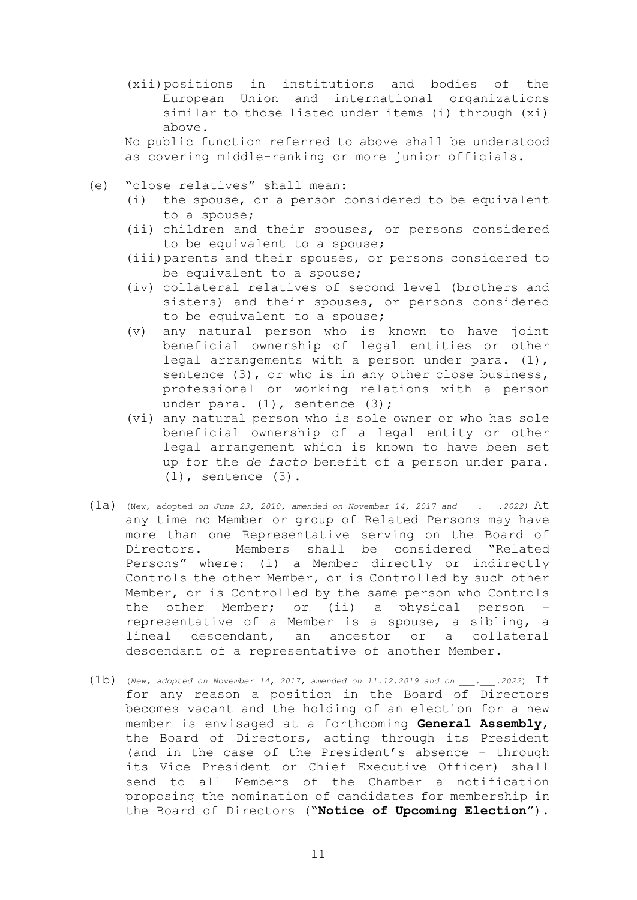(xii) positions in institutions and bodies of the European Union and international organizations similar to those listed under items (i) through (xi) above.

No public function referred to above shall be understood as covering middle-ranking or more junior officials.

(e) "close relatives" shall mean:

(i) the spouse, or a person considered to be equivalent to a spouse;

(ii) children and their spouses, or persons considered to be equivalent to a spouse;

(iii) parents and their spouses, or persons considered to be equivalent to a spouse;

(iv) collateral relatives of second level (brothers and sisters) and their spouses, or persons considered to be equivalent to a spouse;

(v) any natural person who is known to have joint beneficial ownership of legal entities or other legal arrangements with a person under para. (1), sentence (3), or who is in any other close business, professional or working relations with a person under para. (1), sentence (3);

(vi) any natural person who is sole owner or who has sole beneficial ownership of a legal entity or other legal arrangement which is known to have been set up for the *de facto* benefit of a person under para. (1), sentence (3).

(1a) (New, adopted *on June 23, 2010, amended on November 14, 2017 and \_\_\_.\_\_\_.2022)* At any time no Member or group of Related Persons may have more than one Representative serving on the Board of Directors. Members shall be considered "Related Persons" where: (i) a Member directly or indirectly Controls the other Member, or is Controlled by such other Member, or is Controlled by the same person who Controls the other Member; or (ii) a physical person – representative of a Member is a spouse, a sibling, a lineal descendant, an ancestor or a collateral descendant of a representative of another Member.

(1b) (*New, adopted on November 14, 2017, amended on 11.12.2019 and on \_\_\_.\_\_\_.2022*) If for any reason a position in the Board of Directors becomes vacant and the holding of an election for a new member is envisaged at a forthcoming **General Assembly**, the Board of Directors, acting through its President (and in the case of the President's absence – through its Vice President or Chief Executive Officer) shall send to all Members of the Chamber a notification proposing the nomination of candidates for membership in the Board of Directors ("**Notice of Upcoming Election**").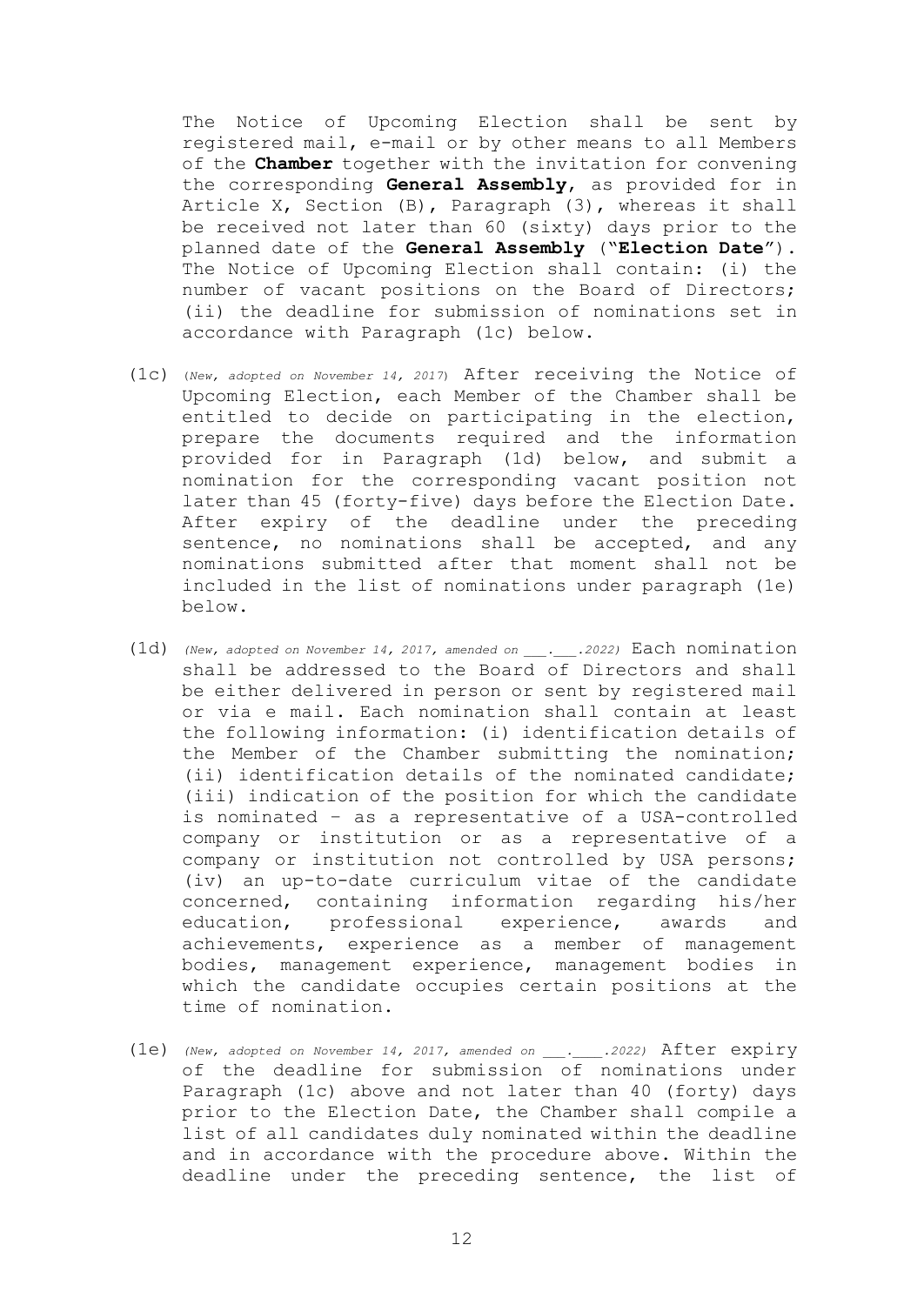The Notice of Upcoming Election shall be sent by registered mail, e-mail or by other means to all Members of the **Chamber** together with the invitation for convening the corresponding **General Assembly**, as provided for in Article X, Section (B), Paragraph (3), whereas it shall be received not later than 60 (sixty) days prior to the planned date of the **General Assembly** ("**Election Date**"). The Notice of Upcoming Election shall contain: (i) the number of vacant positions on the Board of Directors; (ii) the deadline for submission of nominations set in accordance with Paragraph (1c) below.

(1c) (*New, adopted on November 14, 2017*) After receiving the Notice of Upcoming Election, each Member of the Chamber shall be entitled to decide on participating in the election, prepare the documents required and the information provided for in Paragraph (1d) below, and submit a nomination for the corresponding vacant position not later than 45 (forty-five) days before the Election Date. After expiry of the deadline under the preceding sentence, no nominations shall be accepted, and any nominations submitted after that moment shall not be included in the list of nominations under paragraph (1e) below.

(1d) *(New, adopted on November 14, 2017, amended on ___.___.2022)* Each nomination shall be addressed to the Board of Directors and shall be either delivered in person or sent by registered mail or via e mail. Each nomination shall contain at least the following information: (i) identification details of the Member of the Chamber submitting the nomination; (ii) identification details of the nominated candidate; (iii) indication of the position for which the candidate is nominated – as a representative of a USA-controlled company or institution or as a representative of a company or institution not controlled by USA persons; (iv) an up-to-date curriculum vitae of the candidate concerned, containing information regarding his/her education, professional experience, awards and achievements, experience as a member of management bodies, management experience, management bodies in which the candidate occupies certain positions at the time of nomination.

(1e) *(New, adopted on November 14, 2017, amended on ___.____.2022)* After expiry of the deadline for submission of nominations under Paragraph (1c) above and not later than 40 (forty) days prior to the Election Date, the Chamber shall compile a list of all candidates duly nominated within the deadline and in accordance with the procedure above. Within the deadline under the preceding sentence, the list of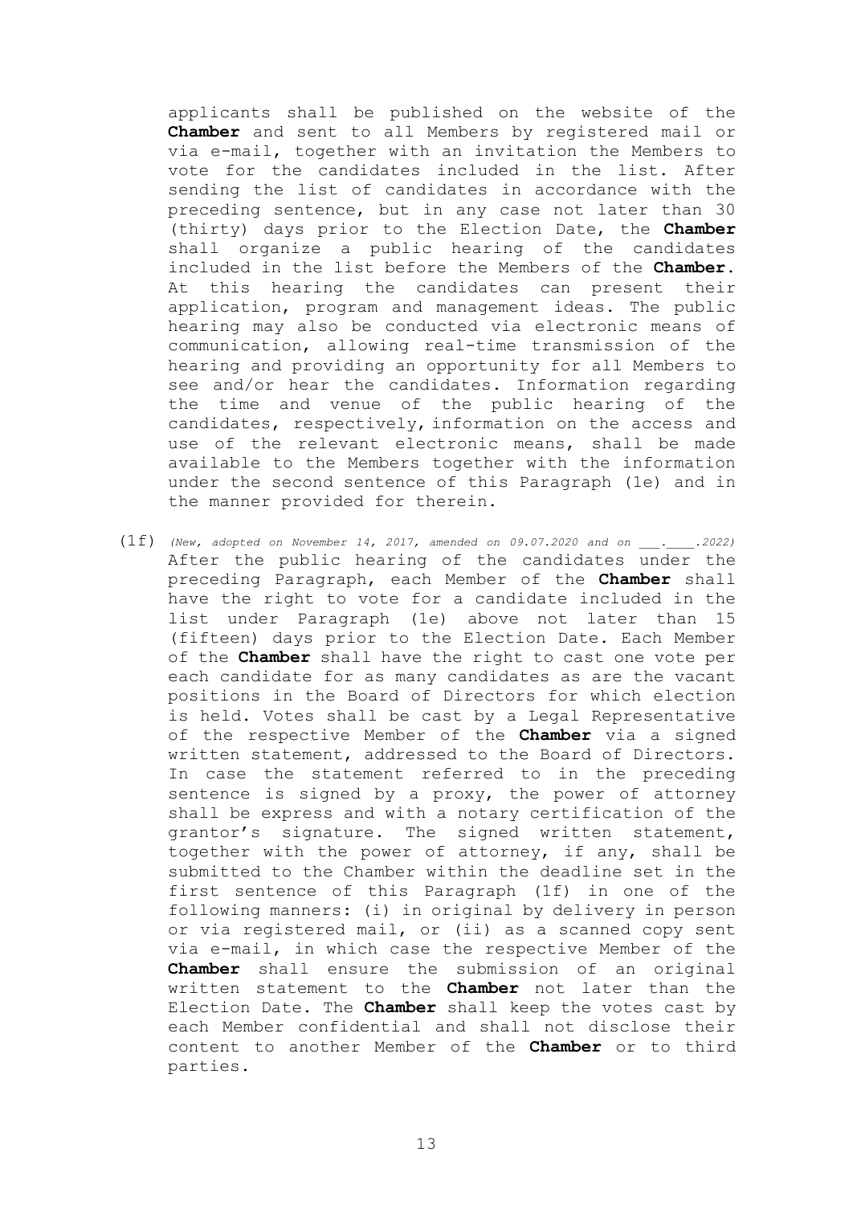applicants shall be published on the website of the **Chamber** and sent to all Members by registered mail or via e-mail, together with an invitation the Members to vote for the candidates included in the list. After sending the list of candidates in accordance with the preceding sentence, but in any case not later than 30 (thirty) days prior to the Election Date, the **Chamber** shall organize a public hearing of the candidates included in the list before the Members of the **Chamber**. At this hearing the candidates can present their application, program and management ideas. The public hearing may also be conducted via electronic means of communication, allowing real-time transmission of the hearing and providing an opportunity for all Members to see and/or hear the candidates. Information regarding the time and venue of the public hearing of the candidates, respectively, information on the access and use of the relevant electronic means, shall be made available to the Members together with the information under the second sentence of this Paragraph (1e) and in the manner provided for therein.

(1f) *(New, adopted on November 14, 2017, amended on 09.07.2020 and on \_\_\_.\_\_\_\_.2022)* After the public hearing of the candidates under the preceding Paragraph, each Member of the **Chamber** shall have the right to vote for a candidate included in the list under Paragraph (1e) above not later than 15 (fifteen) days prior to the Election Date. Each Member of the **Chamber** shall have the right to cast one vote per each candidate for as many candidates as are the vacant positions in the Board of Directors for which election is held. Votes shall be cast by a Legal Representative of the respective Member of the **Chamber** via a signed written statement, addressed to the Board of Directors. In case the statement referred to in the preceding sentence is signed by a proxy, the power of attorney shall be express and with a notary certification of the grantor's signature. The signed written statement, together with the power of attorney, if any, shall be submitted to the Chamber within the deadline set in the first sentence of this Paragraph (1f) in one of the following manners: (i) in original by delivery in person or via registered mail, or (ii) as a scanned copy sent via e-mail, in which case the respective Member of the **Chamber** shall ensure the submission of an original written statement to the **Chamber** not later than the Election Date. The **Chamber** shall keep the votes cast by each Member confidential and shall not disclose their content to another Member of the **Chamber** or to third parties.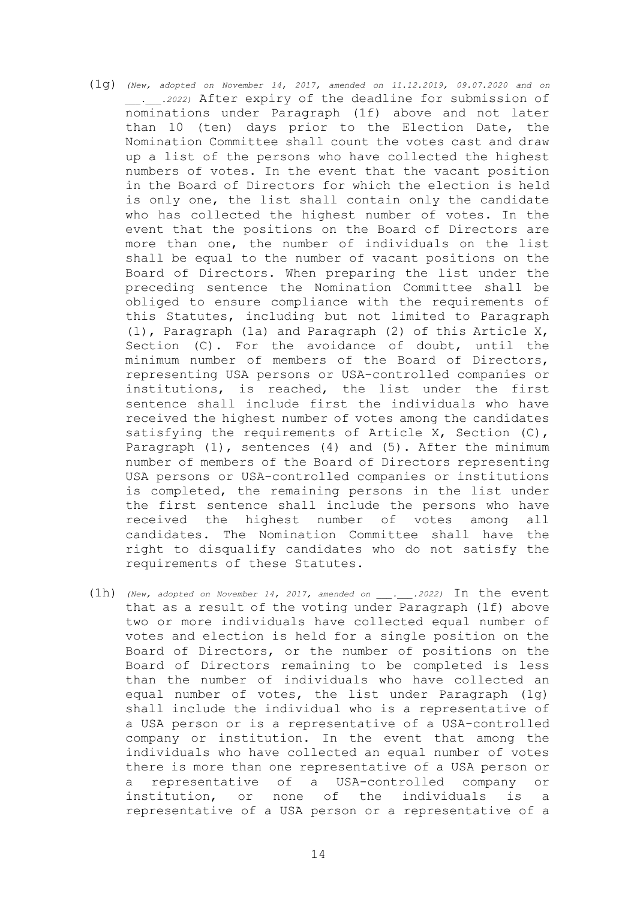(1g) *(New, adopted on November 14, 2017, amended on 11.12.2019, 09.07.2020 and on \_\_.\_\_.2022)* After expiry of the deadline for submission of nominations under Paragraph (1f) above and not later than 10 (ten) days prior to the Election Date, the Nomination Committee shall count the votes cast and draw up a list of the persons who have collected the highest numbers of votes. In the event that the vacant position in the Board of Directors for which the election is held is only one, the list shall contain only the candidate who has collected the highest number of votes. In the event that the positions on the Board of Directors are more than one, the number of individuals on the list shall be equal to the number of vacant positions on the Board of Directors. When preparing the list under the preceding sentence the Nomination Committee shall be obliged to ensure compliance with the requirements of this Statutes, including but not limited to Paragraph (1), Paragraph (1a) and Paragraph (2) of this Article X, Section (C). For the avoidance of doubt, until the minimum number of members of the Board of Directors, representing USA persons or USA-controlled companies or institutions, is reached, the list under the first sentence shall include first the individuals who have received the highest number of votes among the candidates satisfying the requirements of Article X, Section (C), Paragraph (1), sentences (4) and (5). After the minimum number of members of the Board of Directors representing USA persons or USA-controlled companies or institutions is completed, the remaining persons in the list under the first sentence shall include the persons who have received the highest number of votes among all candidates. The Nomination Committee shall have the right to disqualify candidates who do not satisfy the requirements of these Statutes.

(1h) *(New, adopted on November 14, 2017, amended on \_\_\_.\_\_\_.2022)* In the event that as a result of the voting under Paragraph (1f) above two or more individuals have collected equal number of votes and election is held for a single position on the Board of Directors, or the number of positions on the Board of Directors remaining to be completed is less than the number of individuals who have collected an equal number of votes, the list under Paragraph (1g) shall include the individual who is a representative of a USA person or is a representative of a USA-controlled company or institution. In the event that among the individuals who have collected an equal number of votes there is more than one representative of a USA person or a representative of a USA-controlled company or institution, or none of the individuals is a representative of a USA person or a representative of a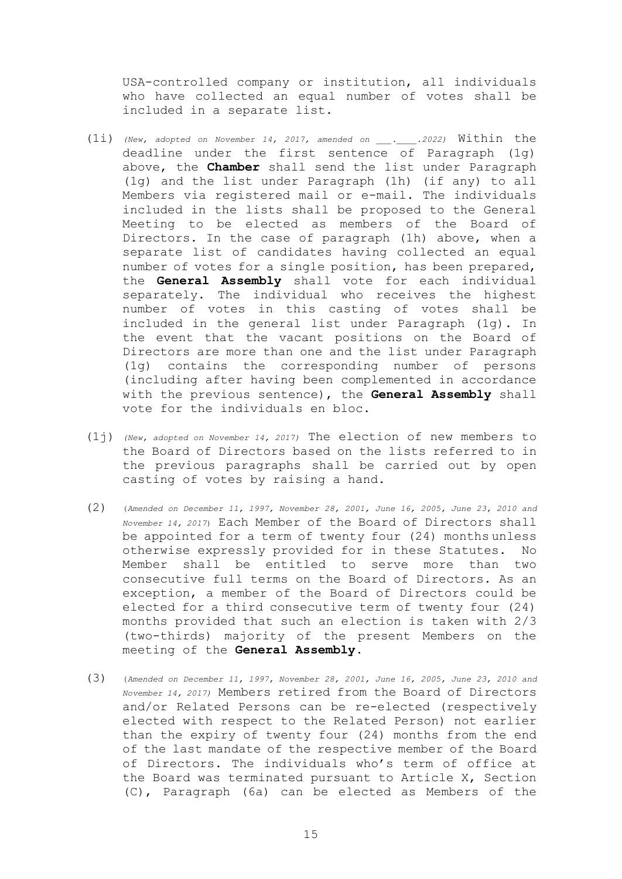USA-controlled company or institution, all individuals who have collected an equal number of votes shall be included in a separate list.

(1i) *(New, adopted on November 14, 2017, amended on \_\_\_.\_\_\_\_.2022)* Within the deadline under the first sentence of Paragraph (1g) above, the **Chamber** shall send the list under Paragraph (1g) and the list under Paragraph (1h) (if any) to all Members via registered mail or e-mail. The individuals included in the lists shall be proposed to the General Meeting to be elected as members of the Board of Directors. In the case of paragraph (1h) above, when a separate list of candidates having collected an equal number of votes for a single position, has been prepared, the **General Assembly** shall vote for each individual separately. The individual who receives the highest number of votes in this casting of votes shall be included in the general list under Paragraph (1g). In the event that the vacant positions on the Board of Directors are more than one and the list under Paragraph (1g) contains the corresponding number of persons (including after having been complemented in accordance with the previous sentence), the **General Assembly** shall vote for the individuals en bloc.

(1j) *(New, adopted on November 14, 2017)* The election of new members to the Board of Directors based on the lists referred to in the previous paragraphs shall be carried out by open casting of votes by raising a hand.

(2) *(Amended on December 11, 1997, November 28, 2001, June 16, 2005, June 23, 2010 and November 14, 2017)* Each Member of the Board of Directors shall be appointed for a term of twenty four (24) months unless otherwise expressly provided for in these Statutes. No Member shall be entitled to serve more than two consecutive full terms on the Board of Directors. As an exception, a member of the Board of Directors could be elected for a third consecutive term of twenty four (24) months provided that such an election is taken with 2/3 (two-thirds) majority of the present Members on the meeting of the **General Assembly**.

(3) *(Amended on December 11, 1997, November 28, 2001, June 16, 2005, June 23, 2010 and November 14, 2017)* Members retired from the Board of Directors and/or Related Persons can be re-elected (respectively elected with respect to the Related Person) not earlier than the expiry of twenty four (24) months from the end of the last mandate of the respective member of the Board of Directors. The individuals who's term of office at the Board was terminated pursuant to Article X, Section (C), Paragraph (6a) can be elected as Members of the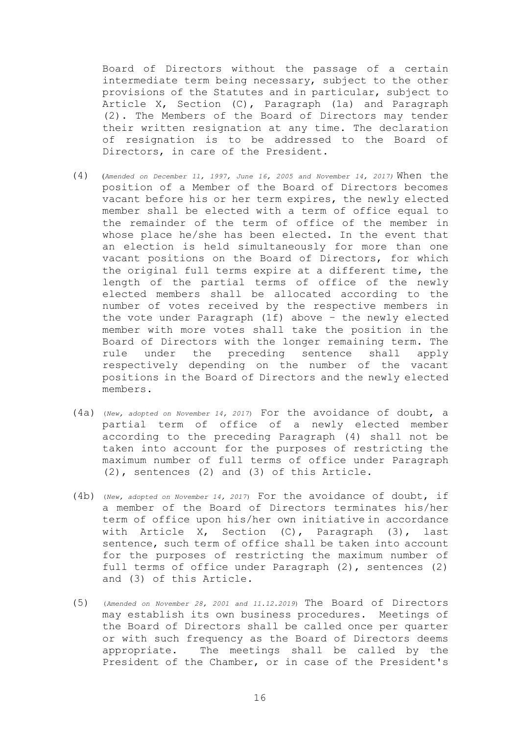Board of Directors without the passage of a certain intermediate term being necessary, subject to the other provisions of the Statutes and in particular, subject to Article X, Section (C), Paragraph (1a) and Paragraph (2). The Members of the Board of Directors may tender their written resignation at any time. The declaration of resignation is to be addressed to the Board of Directors, in care of the President.

(4) *(Amended on December 11, 1997, June 16, 2005 and November 14, 2017)* When the position of a Member of the Board of Directors becomes vacant before his or her term expires, the newly elected member shall be elected with a term of office equal to the remainder of the term of office of the member in whose place he/she has been elected. In the event that an election is held simultaneously for more than one vacant positions on the Board of Directors, for which the original full terms expire at a different time, the length of the partial terms of office of the newly elected members shall be allocated according to the number of votes received by the respective members in the vote under Paragraph (1f) above – the newly elected member with more votes shall take the position in the Board of Directors with the longer remaining term. The rule under the preceding sentence shall apply respectively depending on the number of the vacant positions in the Board of Directors and the newly elected members.

(4a) *(New, adopted on November 14, 2017)* For the avoidance of doubt, a partial term of office of a newly elected member according to the preceding Paragraph (4) shall not be taken into account for the purposes of restricting the maximum number of full terms of office under Paragraph (2), sentences (2) and (3) of this Article.

(4b) *(New, adopted on November 14, 2017)* For the avoidance of doubt, if a member of the Board of Directors terminates his/her term of office upon his/her own initiative in accordance with Article X, Section (C), Paragraph (3), last sentence, such term of office shall be taken into account for the purposes of restricting the maximum number of full terms of office under Paragraph (2), sentences (2) and (3) of this Article.

(5) *(Amended on November 28, 2001 and 11.12.2019)* The Board of Directors may establish its own business procedures. Meetings of the Board of Directors shall be called once per quarter or with such frequency as the Board of Directors deems appropriate. The meetings shall be called by the President of the Chamber, or in case of the President's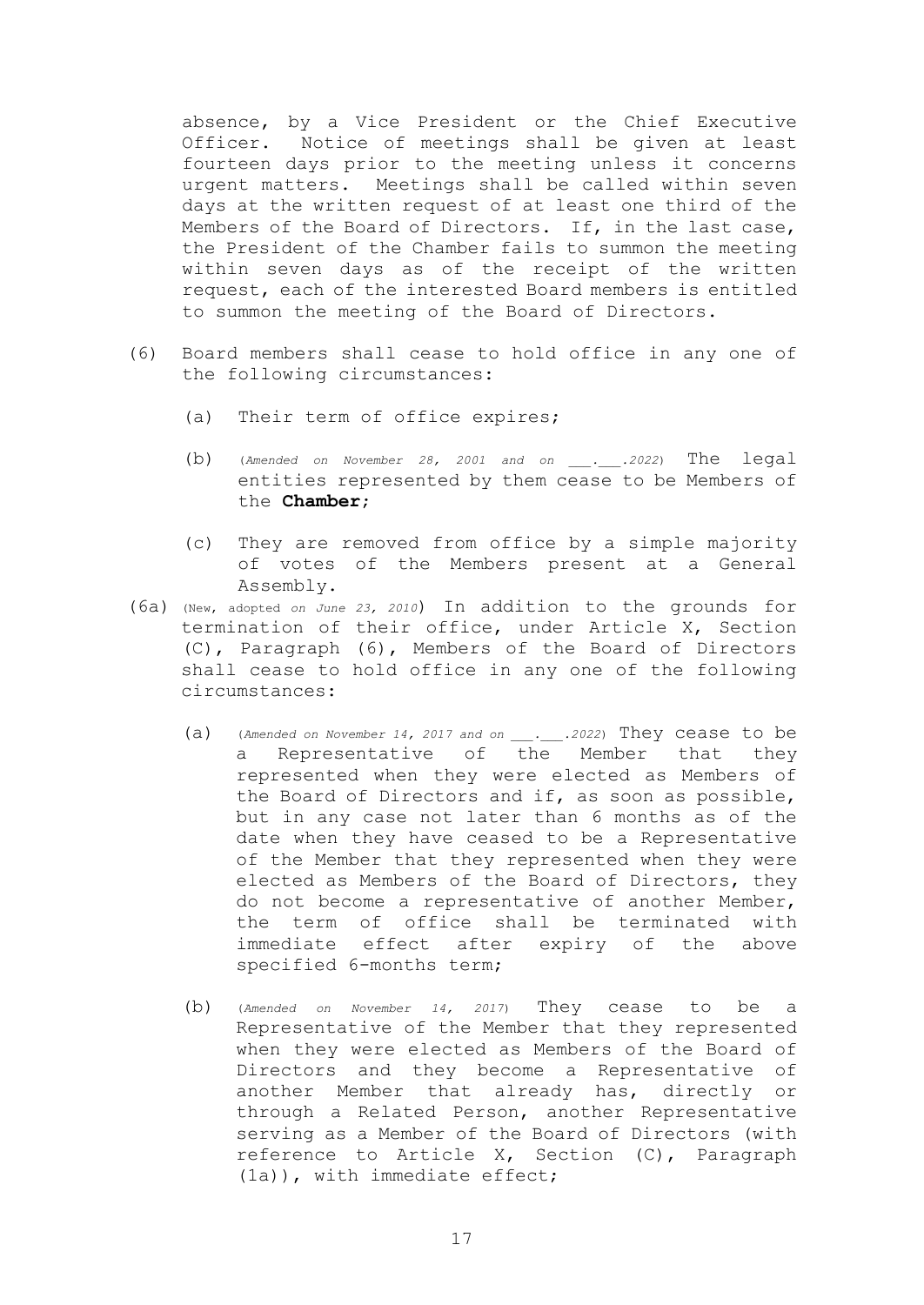absence, by a Vice President or the Chief Executive Officer. Notice of meetings shall be given at least fourteen days prior to the meeting unless it concerns urgent matters. Meetings shall be called within seven days at the written request of at least one third of the Members of the Board of Directors. If, in the last case, the President of the Chamber fails to summon the meeting within seven days as of the receipt of the written request, each of the interested Board members is entitled to summon the meeting of the Board of Directors.

(6) Board members shall cease to hold office in any one of the following circumstances:

(a) Their term of office expires;

(b) (*Amended on November 28, 2001 and on* ___.___.*2022*) The legal entities represented by them cease to be Members of the **Chamber**;

(c) They are removed from office by a simple majority of votes of the Members present at a General Assembly.

(6a) (New, adopted *on June 23, 2010*) In addition to the grounds for termination of their office, under Article X, Section (C), Paragraph (6), Members of the Board of Directors shall cease to hold office in any one of the following circumstances:

(a) (*Amended on November 14, 2017 and on* ___.___.*2022*) They cease to be a Representative of the Member that they represented when they were elected as Members of the Board of Directors and if, as soon as possible, but in any case not later than 6 months as of the date when they have ceased to be a Representative of the Member that they represented when they were elected as Members of the Board of Directors, they do not become a representative of another Member, the term of office shall be terminated with immediate effect after expiry of the above specified 6-months term;

(b) (*Amended on November 14, 2017*) They cease to be a Representative of the Member that they represented when they were elected as Members of the Board of Directors and they become a Representative of another Member that already has, directly or through a Related Person, another Representative serving as a Member of the Board of Directors (with reference to Article X, Section (C), Paragraph (1a)), with immediate effect;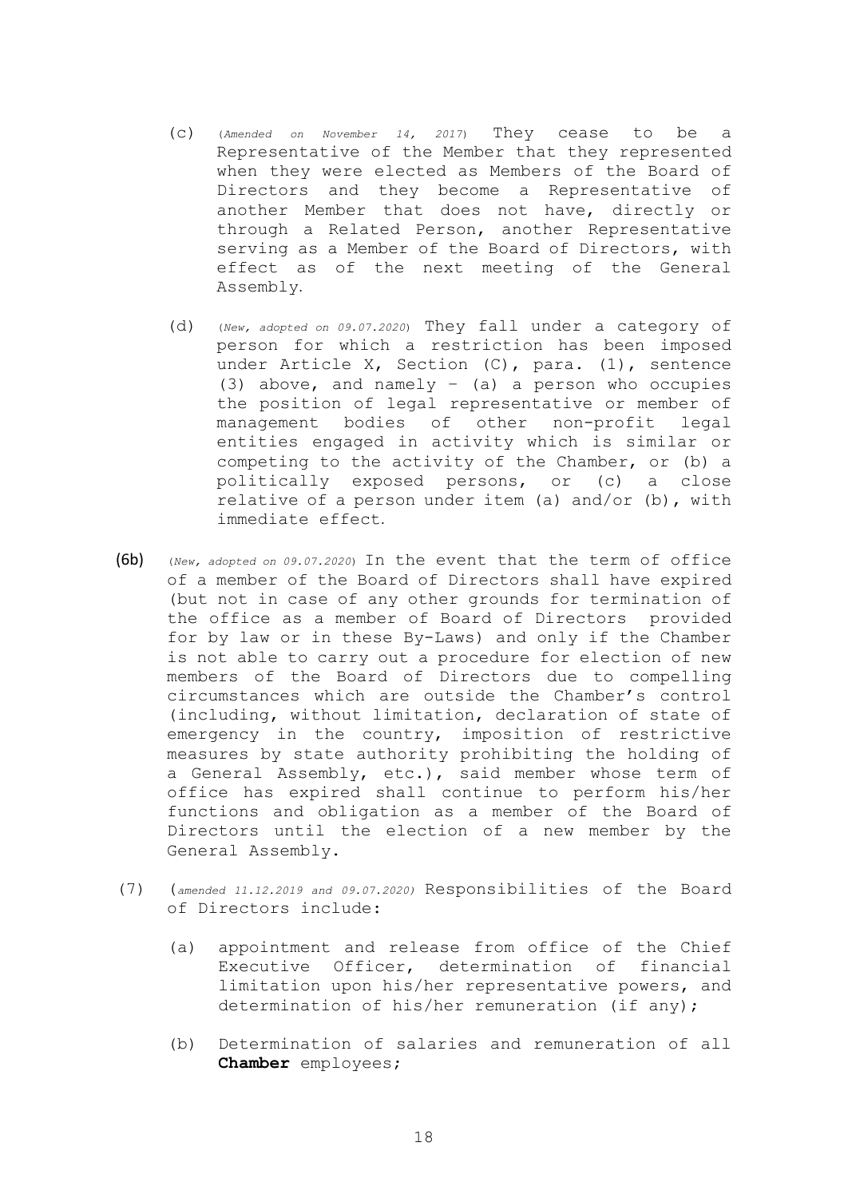(c) (*Amended on November 14, 2017*) They cease to be a Representative of the Member that they represented when they were elected as Members of the Board of Directors and they become a Representative of another Member that does not have, directly or through a Related Person, another Representative serving as a Member of the Board of Directors, with effect as of the next meeting of the General Assembly.

(d) (*New, adopted on 09.07.2020*) They fall under a category of person for which a restriction has been imposed under Article X, Section (C), para. (1), sentence (3) above, and namely – (a) a person who occupies the position of legal representative or member of management bodies of other non-profit legal entities engaged in activity which is similar or competing to the activity of the Chamber, or (b) a politically exposed persons, or (c) a close relative of a person under item (a) and/or (b), with immediate effect.

(6b) (*New, adopted on 09.07.2020*) In the event that the term of office of a member of the Board of Directors shall have expired (but not in case of any other grounds for termination of the office as a member of Board of Directors provided for by law or in these By-Laws) and only if the Chamber is not able to carry out a procedure for election of new members of the Board of Directors due to compelling circumstances which are outside the Chamber's control (including, without limitation, declaration of state of emergency in the country, imposition of restrictive measures by state authority prohibiting the holding of a General Assembly, etc.), said member whose term of office has expired shall continue to perform his/her functions and obligation as a member of the Board of Directors until the election of a new member by the General Assembly.

(7) (*amended 11.12.2019 and 09.07.2020*) Responsibilities of the Board of Directors include:

(a) appointment and release from office of the Chief Executive Officer, determination of financial limitation upon his/her representative powers, and determination of his/her remuneration (if any);

(b) Determination of salaries and remuneration of all **Chamber** employees;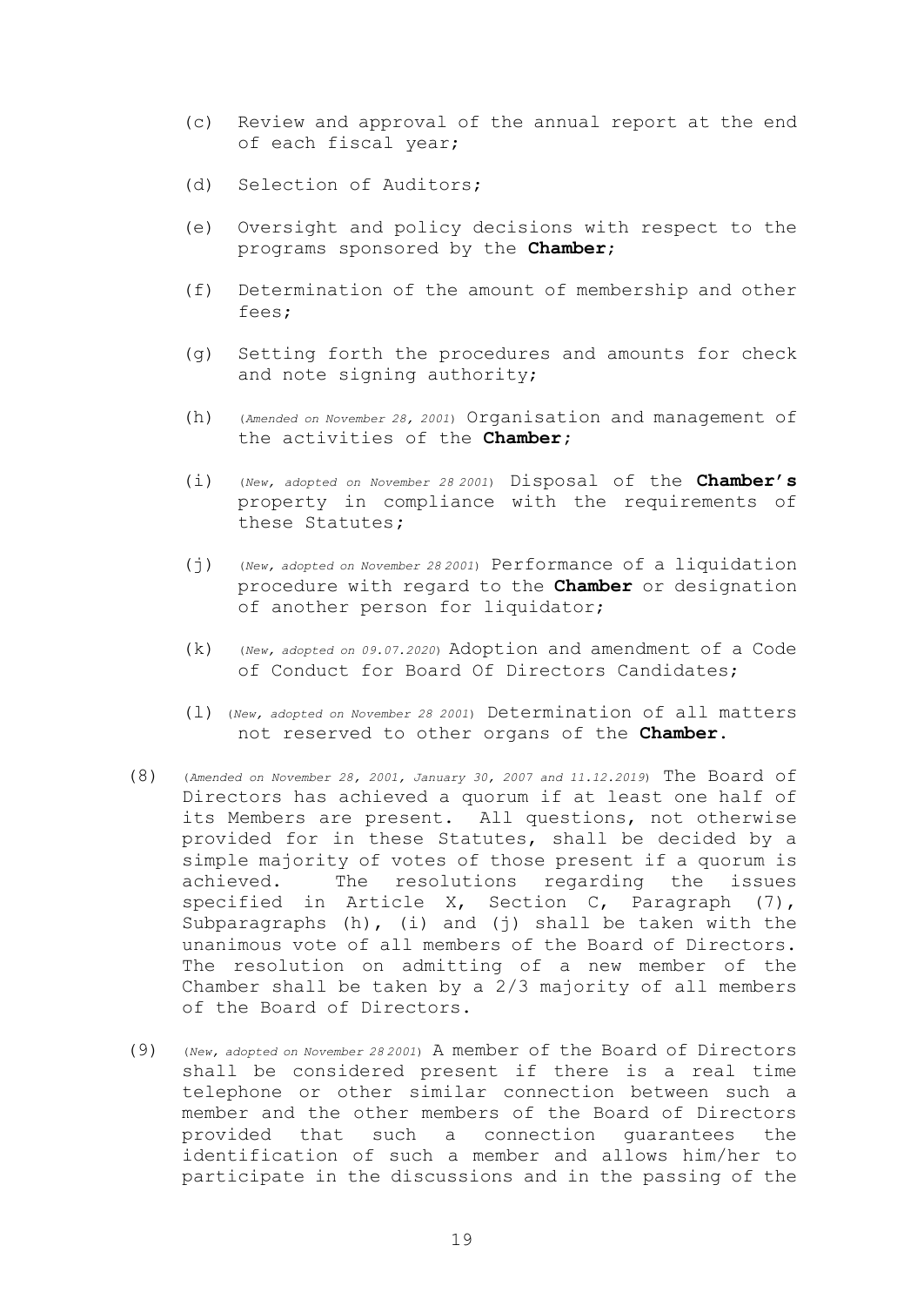(c) Review and approval of the annual report at the end of each fiscal year;

(d) Selection of Auditors;

(e) Oversight and policy decisions with respect to the programs sponsored by the **Chamber**;

(f) Determination of the amount of membership and other fees;

(g) Setting forth the procedures and amounts for check and note signing authority;

(h) (*Amended on November 28, 2001*) Organisation and management of the activities of the **Chamber**;

(i) (*New, adopted on November 28 2001*) Disposal of the **Chamber's** property in compliance with the requirements of these Statutes;

(j) (*New, adopted on November 28 2001*) Performance of a liquidation procedure with regard to the **Chamber** or designation of another person for liquidator;

(k) (*New, adopted on 09.07.2020*) Adoption and amendment of a Code of Conduct for Board Of Directors Candidates;

(l) (*New, adopted on November 28 2001*) Determination of all matters not reserved to other organs of the **Chamber**.

(8) (*Amended on November 28, 2001, January 30, 2007 and 11.12.2019*) The Board of Directors has achieved a quorum if at least one half of its Members are present. All questions, not otherwise provided for in these Statutes, shall be decided by a simple majority of votes of those present if a quorum is achieved. The resolutions regarding the issues specified in Article X, Section C, Paragraph (7), Subparagraphs (h), (i) and (j) shall be taken with the unanimous vote of all members of the Board of Directors. The resolution on admitting of a new member of the Chamber shall be taken by a 2/3 majority of all members of the Board of Directors.

(9) (*New, adopted on November 28 2001*) A member of the Board of Directors shall be considered present if there is a real time telephone or other similar connection between such a member and the other members of the Board of Directors provided that such a connection guarantees the identification of such a member and allows him/her to participate in the discussions and in the passing of the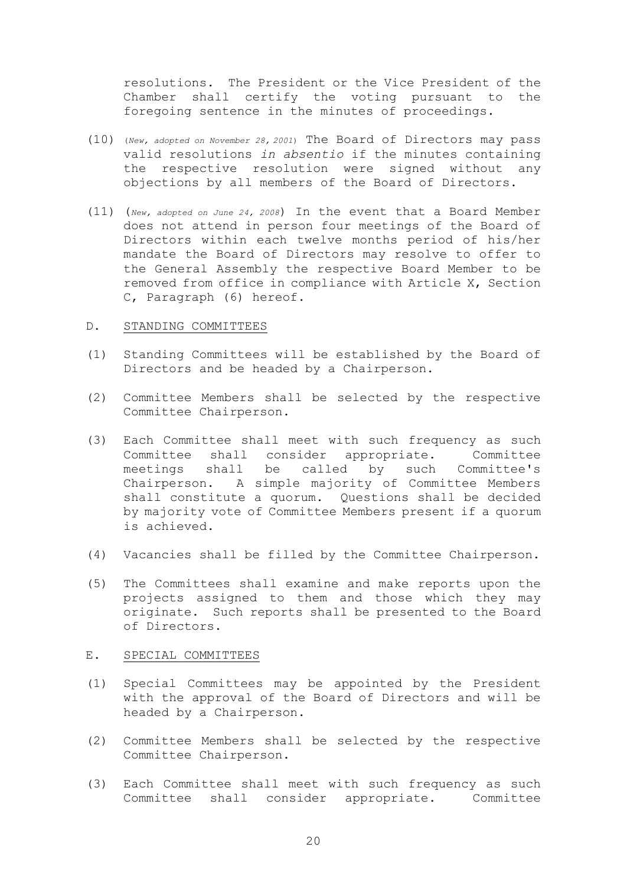resolutions. The President or the Vice President of the Chamber shall certify the voting pursuant to the foregoing sentence in the minutes of proceedings.

(10) (*New, adopted on November 28, 2001*) The Board of Directors may pass valid resolutions *in absentio* if the minutes containing the respective resolution were signed without any objections by all members of the Board of Directors.

(11) (*New, adopted on June 24, 2008*) In the event that a Board Member does not attend in person four meetings of the Board of Directors within each twelve months period of his/her mandate the Board of Directors may resolve to offer to the General Assembly the respective Board Member to be removed from office in compliance with Article X, Section C, Paragraph (6) hereof.

D. STANDING COMMITTEES

(1) Standing Committees will be established by the Board of Directors and be headed by a Chairperson.

(2) Committee Members shall be selected by the respective Committee Chairperson.

(3) Each Committee shall meet with such frequency as such Committee shall consider appropriate. Committee meetings shall be called by such Committee's Chairperson. A simple majority of Committee Members shall constitute a quorum. Questions shall be decided by majority vote of Committee Members present if a quorum is achieved.

(4) Vacancies shall be filled by the Committee Chairperson.

(5) The Committees shall examine and make reports upon the projects assigned to them and those which they may originate. Such reports shall be presented to the Board of Directors.

E. SPECIAL COMMITTEES

(1) Special Committees may be appointed by the President with the approval of the Board of Directors and will be headed by a Chairperson.

(2) Committee Members shall be selected by the respective Committee Chairperson.

(3) Each Committee shall meet with such frequency as such Committee shall consider appropriate. Committee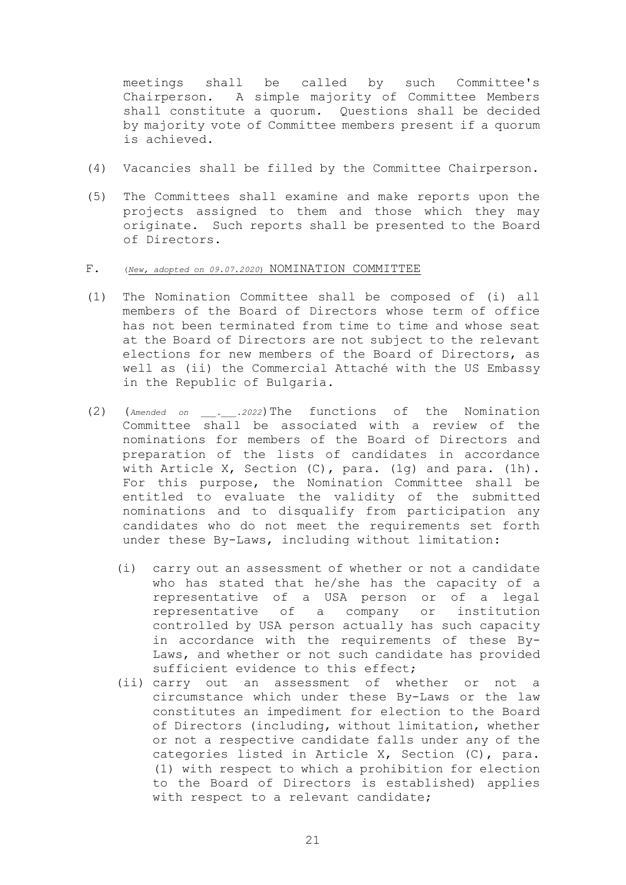meetings shall be called by such Committee's Chairperson. A simple majority of Committee Members shall constitute a quorum. Questions shall be decided by majority vote of Committee members present if a quorum is achieved.

(4) Vacancies shall be filled by the Committee Chairperson.

(5) The Committees shall examine and make reports upon the projects assigned to them and those which they may originate. Such reports shall be presented to the Board of Directors.

F. (*New, adopted on 09.07.2020*) NOMINATION COMMITTEE

(1) The Nomination Committee shall be composed of (i) all members of the Board of Directors whose term of office has not been terminated from time to time and whose seat at the Board of Directors are not subject to the relevant elections for new members of the Board of Directors, as well as (ii) the Commercial Attaché with the US Embassy in the Republic of Bulgaria.

(2) (*Amended on ___.___.2022*) The functions of the Nomination Committee shall be associated with a review of the nominations for members of the Board of Directors and preparation of the lists of candidates in accordance with Article X, Section (C), para. (1g) and para. (1h). For this purpose, the Nomination Committee shall be entitled to evaluate the validity of the submitted nominations and to disqualify from participation any candidates who do not meet the requirements set forth under these By-Laws, including without limitation:

   (i) carry out an assessment of whether or not a candidate who has stated that he/she has the capacity of a representative of a USA person or of a legal representative of a company or institution controlled by USA person actually has such capacity in accordance with the requirements of these By-Laws, and whether or not such candidate has provided sufficient evidence to this effect;

   (ii) carry out an assessment of whether or not a circumstance which under these By-Laws or the law constitutes an impediment for election to the Board of Directors (including, without limitation, whether or not a respective candidate falls under any of the categories listed in Article X, Section (C), para. (1) with respect to which a prohibition for election to the Board of Directors is established) applies with respect to a relevant candidate;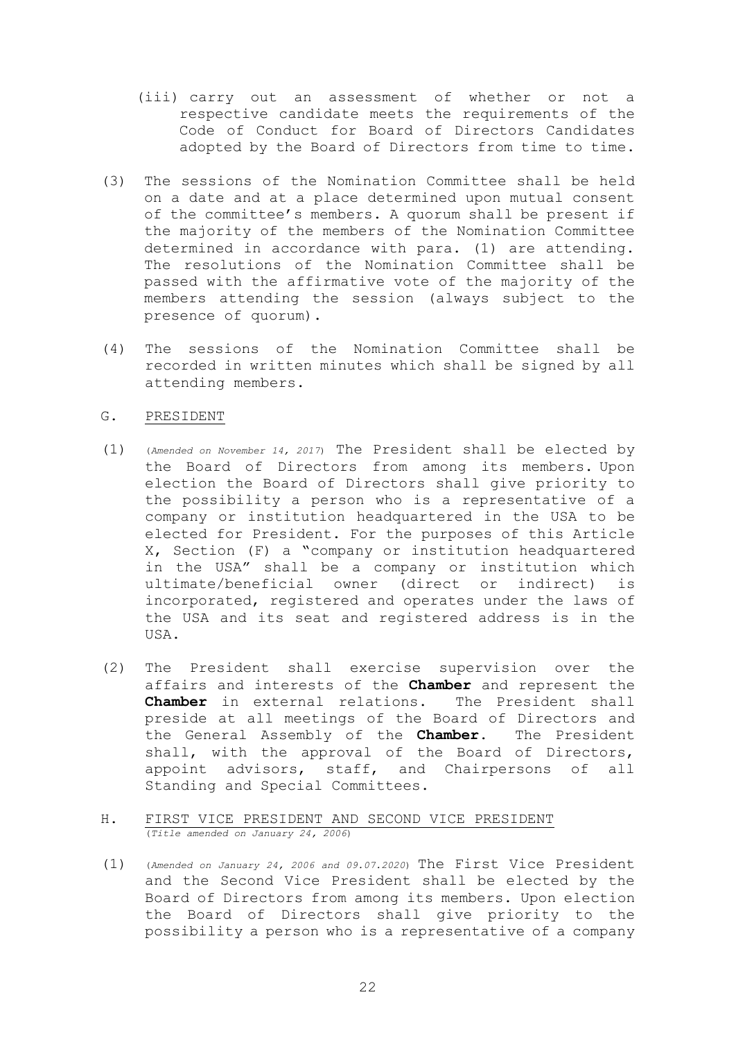(iii) carry out an assessment of whether or not a respective candidate meets the requirements of the Code of Conduct for Board of Directors Candidates adopted by the Board of Directors from time to time.

(3) The sessions of the Nomination Committee shall be held on a date and at a place determined upon mutual consent of the committee's members. A quorum shall be present if the majority of the members of the Nomination Committee determined in accordance with para. (1) are attending. The resolutions of the Nomination Committee shall be passed with the affirmative vote of the majority of the members attending the session (always subject to the presence of quorum).

(4) The sessions of the Nomination Committee shall be recorded in written minutes which shall be signed by all attending members.

G. PRESIDENT

(1) (*Amended on November 14, 2017*) The President shall be elected by the Board of Directors from among its members. Upon election the Board of Directors shall give priority to the possibility a person who is a representative of a company or institution headquartered in the USA to be elected for President. For the purposes of this Article X, Section (F) a "company or institution headquartered in the USA" shall be a company or institution which ultimate/beneficial owner (direct or indirect) is incorporated, registered and operates under the laws of the USA and its seat and registered address is in the USA.

(2) The President shall exercise supervision over the affairs and interests of the **Chamber** and represent the **Chamber** in external relations. The President shall preside at all meetings of the Board of Directors and the General Assembly of the **Chamber**. The President shall, with the approval of the Board of Directors, appoint advisors, staff, and Chairpersons of all Standing and Special Committees.

H. FIRST VICE PRESIDENT AND SECOND VICE PRESIDENT
(*Title amended on January 24, 2006*)

(1) (*Amended on January 24, 2006 and 09.07.2020*) The First Vice President and the Second Vice President shall be elected by the Board of Directors from among its members. Upon election the Board of Directors shall give priority to the possibility a person who is a representative of a company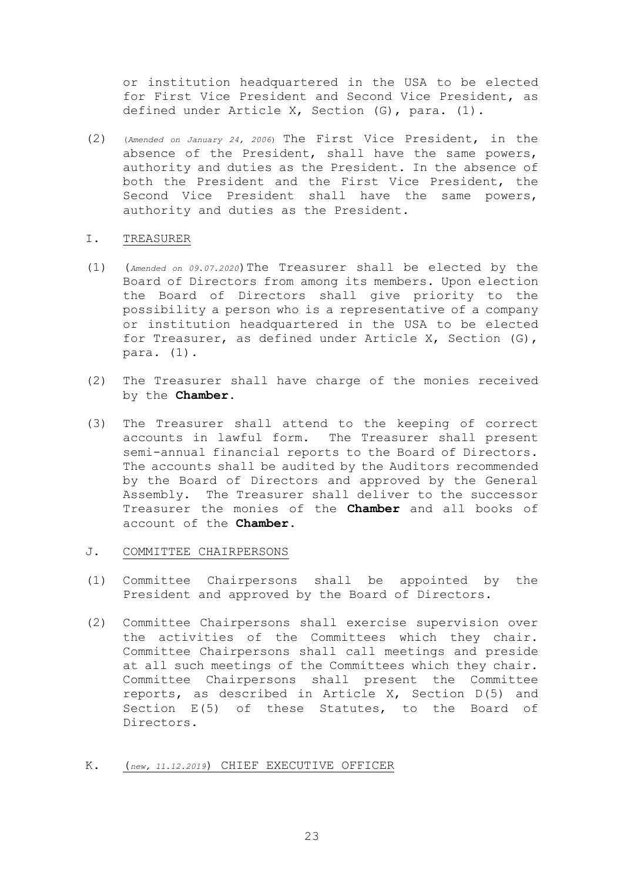or institution headquartered in the USA to be elected for First Vice President and Second Vice President, as defined under Article X, Section (G), para. (1).

(2) (*Amended on January 24, 2006*) The First Vice President, in the absence of the President, shall have the same powers, authority and duties as the President. In the absence of both the President and the First Vice President, the Second Vice President shall have the same powers, authority and duties as the President.

## I. TREASURER

(1) (*Amended on 09.07.2020*) The Treasurer shall be elected by the Board of Directors from among its members. Upon election the Board of Directors shall give priority to the possibility a person who is a representative of a company or institution headquartered in the USA to be elected for Treasurer, as defined under Article X, Section (G), para. (1).

(2) The Treasurer shall have charge of the monies received by the **Chamber**.

(3) The Treasurer shall attend to the keeping of correct accounts in lawful form. The Treasurer shall present semi-annual financial reports to the Board of Directors. The accounts shall be audited by the Auditors recommended by the Board of Directors and approved by the General Assembly. The Treasurer shall deliver to the successor Treasurer the monies of the **Chamber** and all books of account of the **Chamber**.

## J. COMMITTEE CHAIRPERSONS

(1) Committee Chairpersons shall be appointed by the President and approved by the Board of Directors.

(2) Committee Chairpersons shall exercise supervision over the activities of the Committees which they chair. Committee Chairpersons shall call meetings and preside at all such meetings of the Committees which they chair. Committee Chairpersons shall present the Committee reports, as described in Article X, Section D(5) and Section E(5) of these Statutes, to the Board of Directors.

## K. (*new, 11.12.2019*) CHIEF EXECUTIVE OFFICER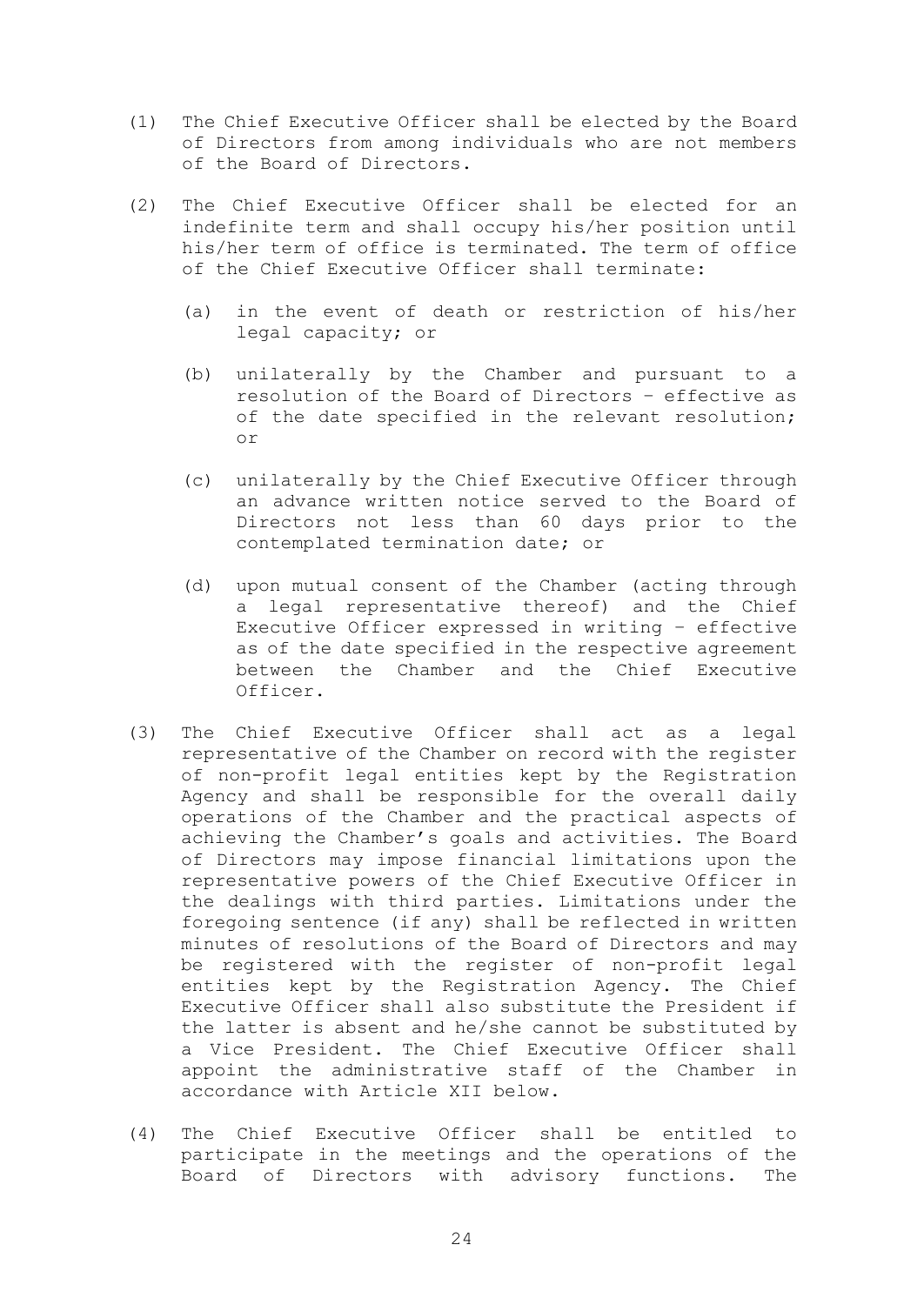(1) The Chief Executive Officer shall be elected by the Board of Directors from among individuals who are not members of the Board of Directors.

(2) The Chief Executive Officer shall be elected for an indefinite term and shall occupy his/her position until his/her term of office is terminated. The term of office of the Chief Executive Officer shall terminate:

   (a) in the event of death or restriction of his/her legal capacity; or

   (b) unilaterally by the Chamber and pursuant to a resolution of the Board of Directors – effective as of the date specified in the relevant resolution; or

   (c) unilaterally by the Chief Executive Officer through an advance written notice served to the Board of Directors not less than 60 days prior to the contemplated termination date; or

   (d) upon mutual consent of the Chamber (acting through a legal representative thereof) and the Chief Executive Officer expressed in writing – effective as of the date specified in the respective agreement between the Chamber and the Chief Executive Officer.

(3) The Chief Executive Officer shall act as a legal representative of the Chamber on record with the register of non-profit legal entities kept by the Registration Agency and shall be responsible for the overall daily operations of the Chamber and the practical aspects of achieving the Chamber's goals and activities. The Board of Directors may impose financial limitations upon the representative powers of the Chief Executive Officer in the dealings with third parties. Limitations under the foregoing sentence (if any) shall be reflected in written minutes of resolutions of the Board of Directors and may be registered with the register of non-profit legal entities kept by the Registration Agency. The Chief Executive Officer shall also substitute the President if the latter is absent and he/she cannot be substituted by a Vice President. The Chief Executive Officer shall appoint the administrative staff of the Chamber in accordance with Article XII below.

(4) The Chief Executive Officer shall be entitled to participate in the meetings and the operations of the Board of Directors with advisory functions. The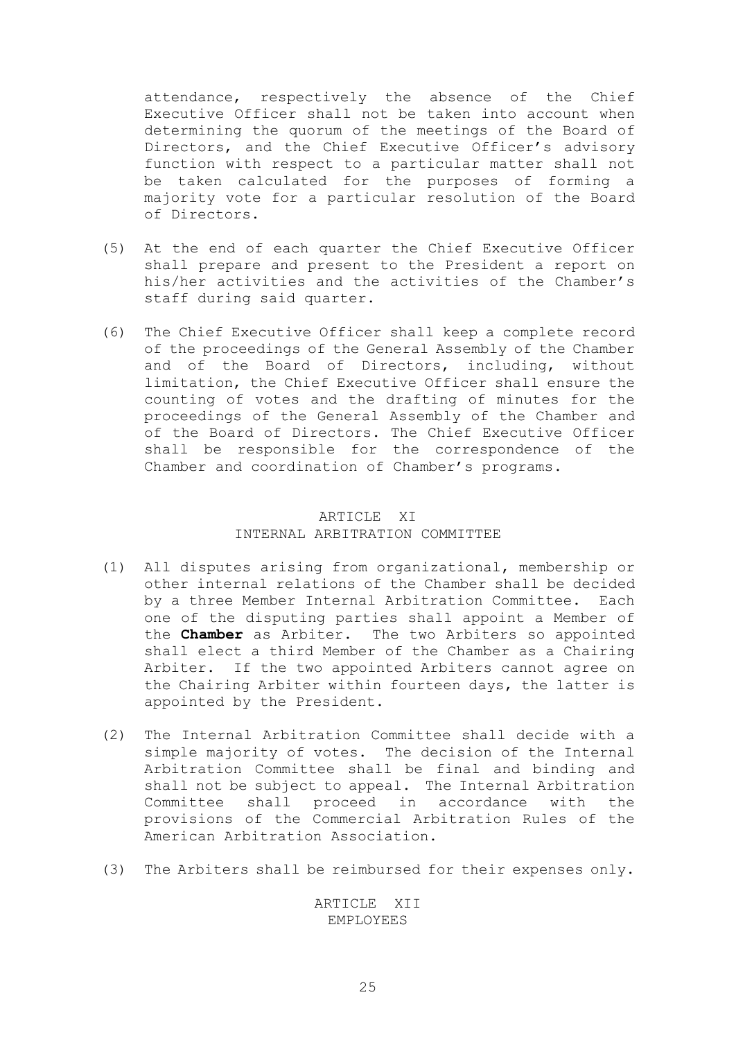attendance, respectively the absence of the Chief Executive Officer shall not be taken into account when determining the quorum of the meetings of the Board of Directors, and the Chief Executive Officer's advisory function with respect to a particular matter shall not be taken calculated for the purposes of forming a majority vote for a particular resolution of the Board of Directors.

(5) At the end of each quarter the Chief Executive Officer shall prepare and present to the President a report on his/her activities and the activities of the Chamber's staff during said quarter.

(6) The Chief Executive Officer shall keep a complete record of the proceedings of the General Assembly of the Chamber and of the Board of Directors, including, without limitation, the Chief Executive Officer shall ensure the counting of votes and the drafting of minutes for the proceedings of the General Assembly of the Chamber and of the Board of Directors. The Chief Executive Officer shall be responsible for the correspondence of the Chamber and coordination of Chamber's programs.

## ARTICLE XI
## INTERNAL ARBITRATION COMMITTEE

(1) All disputes arising from organizational, membership or other internal relations of the Chamber shall be decided by a three Member Internal Arbitration Committee. Each one of the disputing parties shall appoint a Member of the **Chamber** as Arbiter. The two Arbiters so appointed shall elect a third Member of the Chamber as a Chairing Arbiter. If the two appointed Arbiters cannot agree on the Chairing Arbiter within fourteen days, the latter is appointed by the President.

(2) The Internal Arbitration Committee shall decide with a simple majority of votes. The decision of the Internal Arbitration Committee shall be final and binding and shall not be subject to appeal. The Internal Arbitration Committee shall proceed in accordance with the provisions of the Commercial Arbitration Rules of the American Arbitration Association.

(3) The Arbiters shall be reimbursed for their expenses only.

## ARTICLE XII
## EMPLOYEES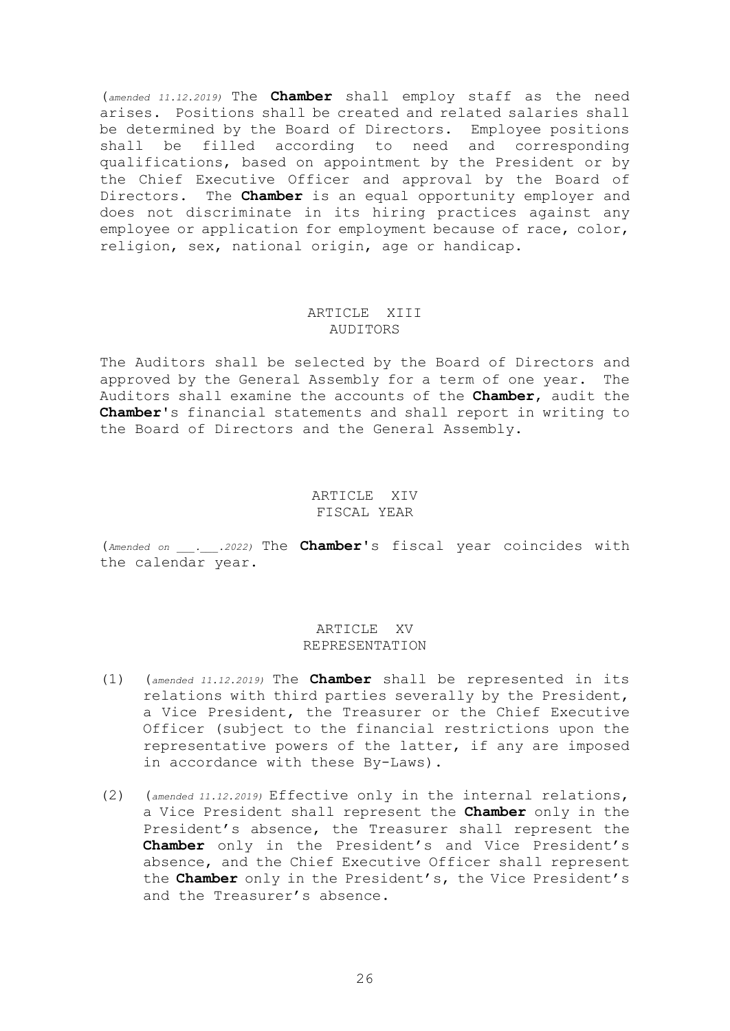(*amended 11.12.2019)* The **Chamber** shall employ staff as the need arises. Positions shall be created and related salaries shall be determined by the Board of Directors. Employee positions shall be filled according to need and corresponding qualifications, based on appointment by the President or by the Chief Executive Officer and approval by the Board of Directors. The **Chamber** is an equal opportunity employer and does not discriminate in its hiring practices against any employee or application for employment because of race, color, religion, sex, national origin, age or handicap.

## ARTICLE XIII
## AUDITORS

The Auditors shall be selected by the Board of Directors and approved by the General Assembly for a term of one year. The Auditors shall examine the accounts of the **Chamber**, audit the **Chamber**'s financial statements and shall report in writing to the Board of Directors and the General Assembly.

## ARTICLE XIV
## FISCAL YEAR

(*Amended on ___.___.2022)* The **Chamber**'s fiscal year coincides with the calendar year.

## ARTICLE XV
## REPRESENTATION

(1) (*amended 11.12.2019)* The **Chamber** shall be represented in its relations with third parties severally by the President, a Vice President, the Treasurer or the Chief Executive Officer (subject to the financial restrictions upon the representative powers of the latter, if any are imposed in accordance with these By-Laws).

(2) (*amended 11.12.2019)* Effective only in the internal relations, a Vice President shall represent the **Chamber** only in the President's absence, the Treasurer shall represent the **Chamber** only in the President's and Vice President's absence, and the Chief Executive Officer shall represent the **Chamber** only in the President's, the Vice President's and the Treasurer's absence.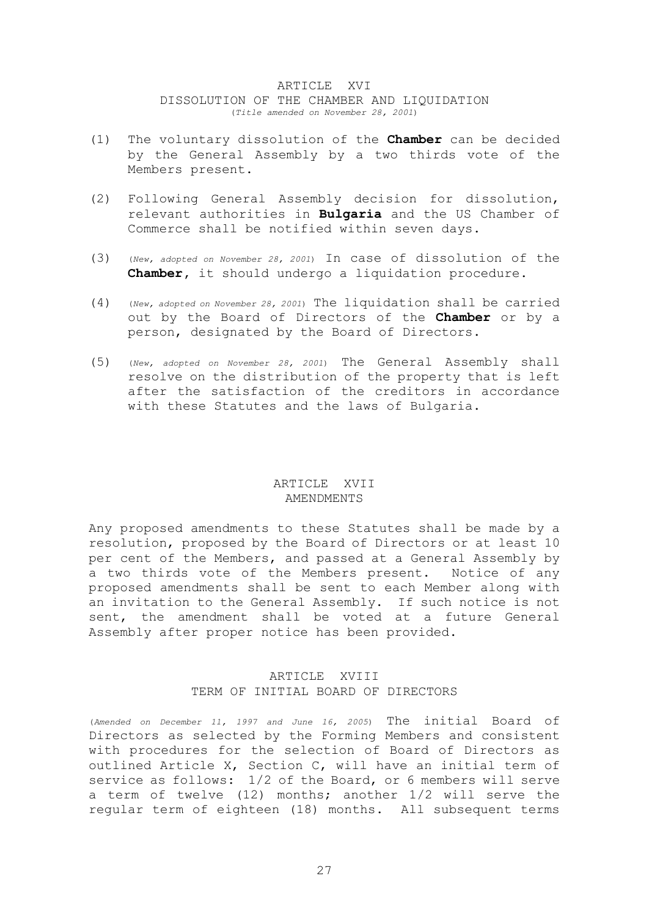## ARTICLE XVI
### DISSOLUTION OF THE CHAMBER AND LIQUIDATION
*(Title amended on November 28, 2001)*

(1) The voluntary dissolution of the **Chamber** can be decided by the General Assembly by a two thirds vote of the Members present.

(2) Following General Assembly decision for dissolution, relevant authorities in **Bulgaria** and the US Chamber of Commerce shall be notified within seven days.

(3) *(New, adopted on November 28, 2001)* In case of dissolution of the **Chamber**, it should undergo a liquidation procedure.

(4) *(New, adopted on November 28, 2001)* The liquidation shall be carried out by the Board of Directors of the **Chamber** or by a person, designated by the Board of Directors.

(5) *(New, adopted on November 28, 2001)* The General Assembly shall resolve on the distribution of the property that is left after the satisfaction of the creditors in accordance with these Statutes and the laws of Bulgaria.

## ARTICLE XVII
### AMENDMENTS

Any proposed amendments to these Statutes shall be made by a resolution, proposed by the Board of Directors or at least 10 per cent of the Members, and passed at a General Assembly by a two thirds vote of the Members present. Notice of any proposed amendments shall be sent to each Member along with an invitation to the General Assembly. If such notice is not sent, the amendment shall be voted at a future General Assembly after proper notice has been provided.

## ARTICLE XVIII
### TERM OF INITIAL BOARD OF DIRECTORS

*(Amended on December 11, 1997 and June 16, 2005)* The initial Board of Directors as selected by the Forming Members and consistent with procedures for the selection of Board of Directors as outlined Article X, Section C, will have an initial term of service as follows: 1/2 of the Board, or 6 members will serve a term of twelve (12) months; another 1/2 will serve the regular term of eighteen (18) months. All subsequent terms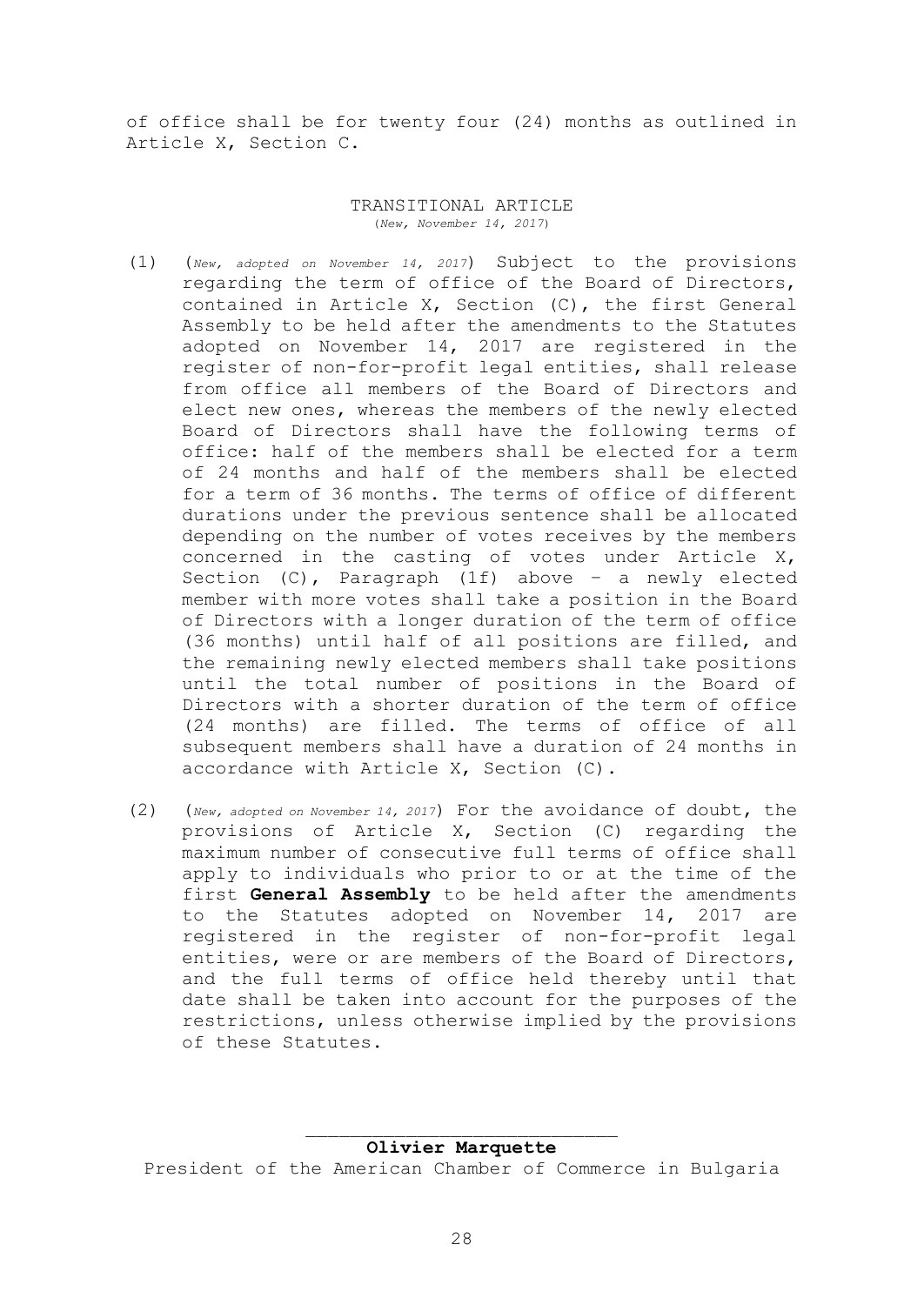of office shall be for twenty four (24) months as outlined in Article X, Section C.

## TRANSITIONAL ARTICLE

*(New, November 14, 2017)*

(1) (*New, adopted on November 14, 2017*) Subject to the provisions regarding the term of office of the Board of Directors, contained in Article X, Section (C), the first General Assembly to be held after the amendments to the Statutes adopted on November 14, 2017 are registered in the register of non-for-profit legal entities, shall release from office all members of the Board of Directors and elect new ones, whereas the members of the newly elected Board of Directors shall have the following terms of office: half of the members shall be elected for a term of 24 months and half of the members shall be elected for a term of 36 months. The terms of office of different durations under the previous sentence shall be allocated depending on the number of votes receives by the members concerned in the casting of votes under Article X, Section (C), Paragraph (1f) above – a newly elected member with more votes shall take a position in the Board of Directors with a longer duration of the term of office (36 months) until half of all positions are filled, and the remaining newly elected members shall take positions until the total number of positions in the Board of Directors with a shorter duration of the term of office (24 months) are filled. The terms of office of all subsequent members shall have a duration of 24 months in accordance with Article X, Section (C).

(2) (*New, adopted on November 14, 2017*) For the avoidance of doubt, the provisions of Article X, Section (C) regarding the maximum number of consecutive full terms of office shall apply to individuals who prior to or at the time of the first **General Assembly** to be held after the amendments to the Statutes adopted on November 14, 2017 are registered in the register of non-for-profit legal entities, were or are members of the Board of Directors, and the full terms of office held thereby until that date shall be taken into account for the purposes of the restrictions, unless otherwise implied by the provisions of these Statutes.

\_\_\_\_\_\_\_\_\_\_\_\_\_\_\_\_\_\_\_\_\_\_\_\_\_\_\_\_

**Olivier Marquette**

President of the American Chamber of Commerce in Bulgaria